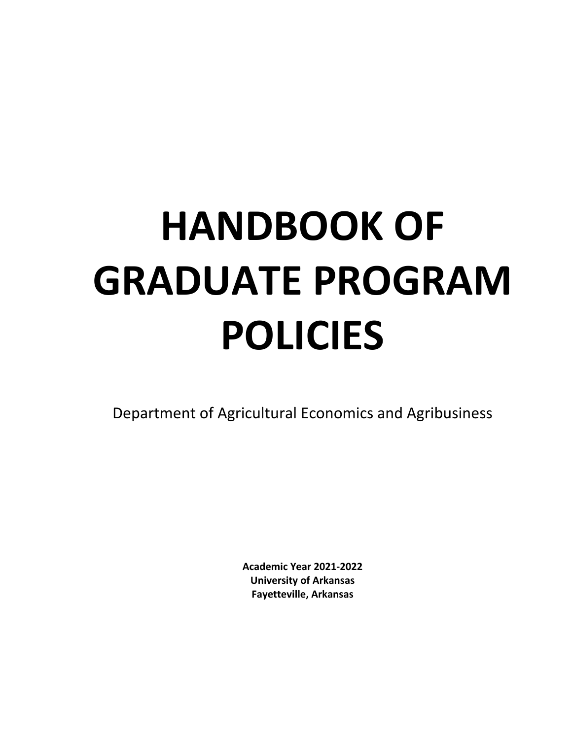# HANDBOOK OF GRADUATE PROGRAM POLICIES

Department of Agricultural Economics and Agribusiness

**Academic Year 2021-2022**
**University of Arkansas**
**Fayetteville, Arkansas**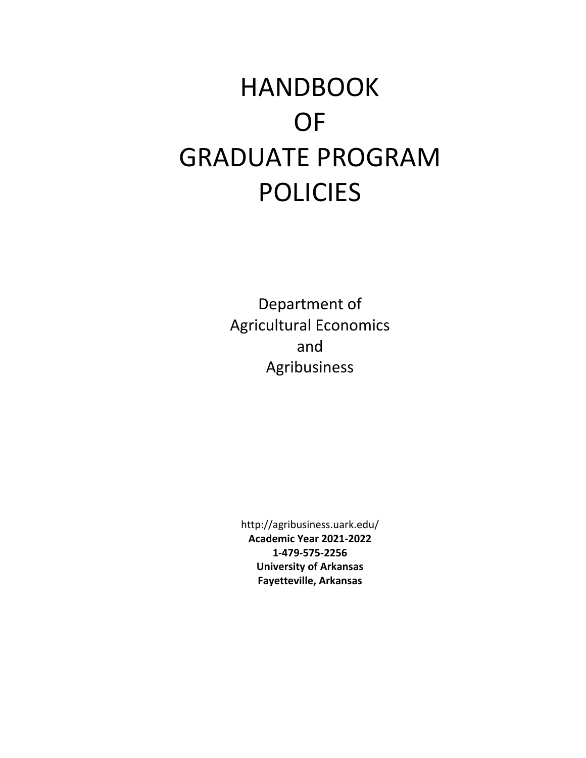# HANDBOOK OF GRADUATE PROGRAM POLICIES

Department of
Agricultural Economics
and
Agribusiness

http://agribusiness.uark.edu/
**Academic Year 2021-2022**
**1-479-575-2256**
**University of Arkansas**
**Fayetteville, Arkansas**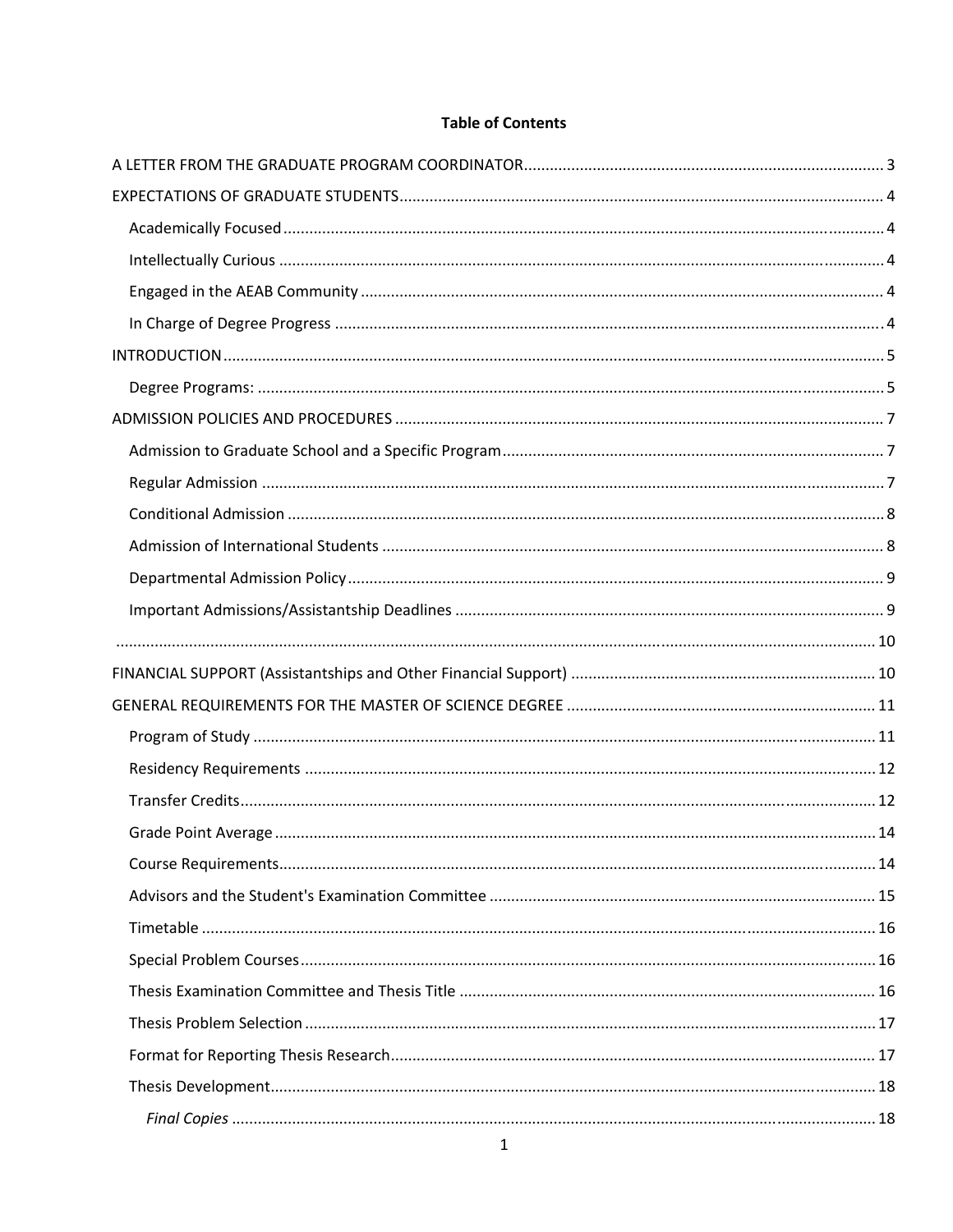**Table of Contents**

A LETTER FROM THE GRADUATE PROGRAM COORDINATOR ........ 3

EXPECTATIONS OF GRADUATE STUDENTS ........ 4

- Academically Focused ........ 4
- Intellectually Curious ........ 4
- Engaged in the AEAB Community ........ 4
- In Charge of Degree Progress ........ 4

INTRODUCTION ........ 5

- Degree Programs: ........ 5

ADMISSION POLICIES AND PROCEDURES ........ 7

- Admission to Graduate School and a Specific Program ........ 7
- Regular Admission ........ 7
- Conditional Admission ........ 8
- Admission of International Students ........ 8
- Departmental Admission Policy ........ 9
- Important Admissions/Assistantship Deadlines ........ 9

........ 10

FINANCIAL SUPPORT (Assistantships and Other Financial Support) ........ 10

GENERAL REQUIREMENTS FOR THE MASTER OF SCIENCE DEGREE ........ 11

- Program of Study ........ 11
- Residency Requirements ........ 12
- Transfer Credits ........ 12
- Grade Point Average ........ 14
- Course Requirements ........ 14
- Advisors and the Student's Examination Committee ........ 15
- Timetable ........ 16
- Special Problem Courses ........ 16
- Thesis Examination Committee and Thesis Title ........ 16
- Thesis Problem Selection ........ 17
- Format for Reporting Thesis Research ........ 17
- Thesis Development ........ 18
  - *Final Copies* ........ 18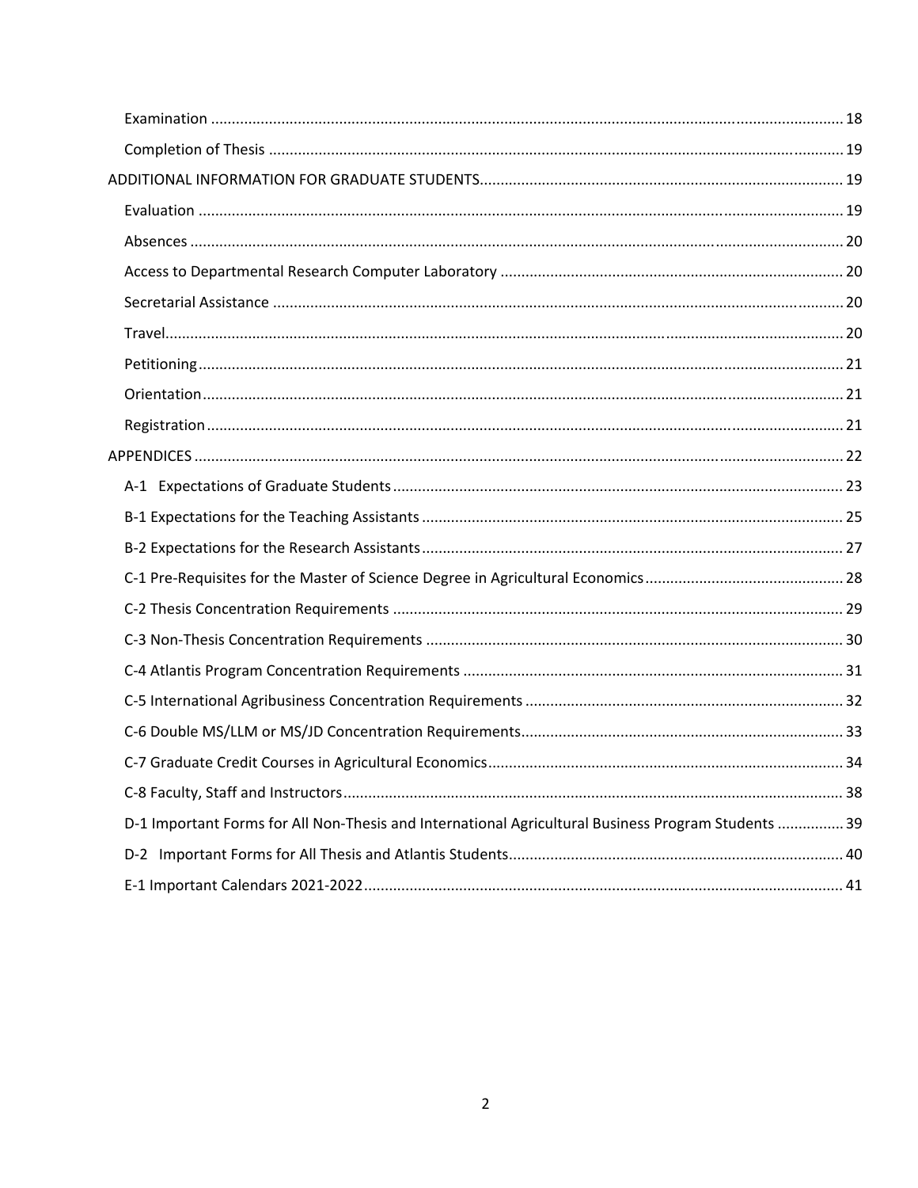Examination ........................................................................................................................................ 18

Completion of Thesis .......................................................................................................................... 19

ADDITIONAL INFORMATION FOR GRADUATE STUDENTS....................................................................................... 19

Evaluation .......................................................................................................................................... 19

Absences ............................................................................................................................................ 20

Access to Departmental Research Computer Laboratory .................................................................. 20

Secretarial Assistance ......................................................................................................................... 20

Travel.................................................................................................................................................. 20

Petitioning .......................................................................................................................................... 21

Orientation ......................................................................................................................................... 21

Registration ........................................................................................................................................ 21

APPENDICES ........................................................................................................................................... 22

A-1 Expectations of Graduate Students ............................................................................................ 23

B-1 Expectations for the Teaching Assistants ..................................................................................... 25

B-2 Expectations for the Research Assistants ..................................................................................... 27

C-1 Pre-Requisites for the Master of Science Degree in Agricultural Economics ................................ 28

C-2 Thesis Concentration Requirements ............................................................................................ 29

C-3 Non-Thesis Concentration Requirements .................................................................................... 30

C-4 Atlantis Program Concentration Requirements ........................................................................... 31

C-5 International Agribusiness Concentration Requirements ............................................................ 32

C-6 Double MS/LLM or MS/JD Concentration Requirements ............................................................. 33

C-7 Graduate Credit Courses in Agricultural Economics ..................................................................... 34

C-8 Faculty, Staff and Instructors ........................................................................................................ 38

D-1 Important Forms for All Non-Thesis and International Agricultural Business Program Students ................ 39

D-2 Important Forms for All Thesis and Atlantis Students ................................................................. 40

E-1 Important Calendars 2021-2022 ................................................................................................... 41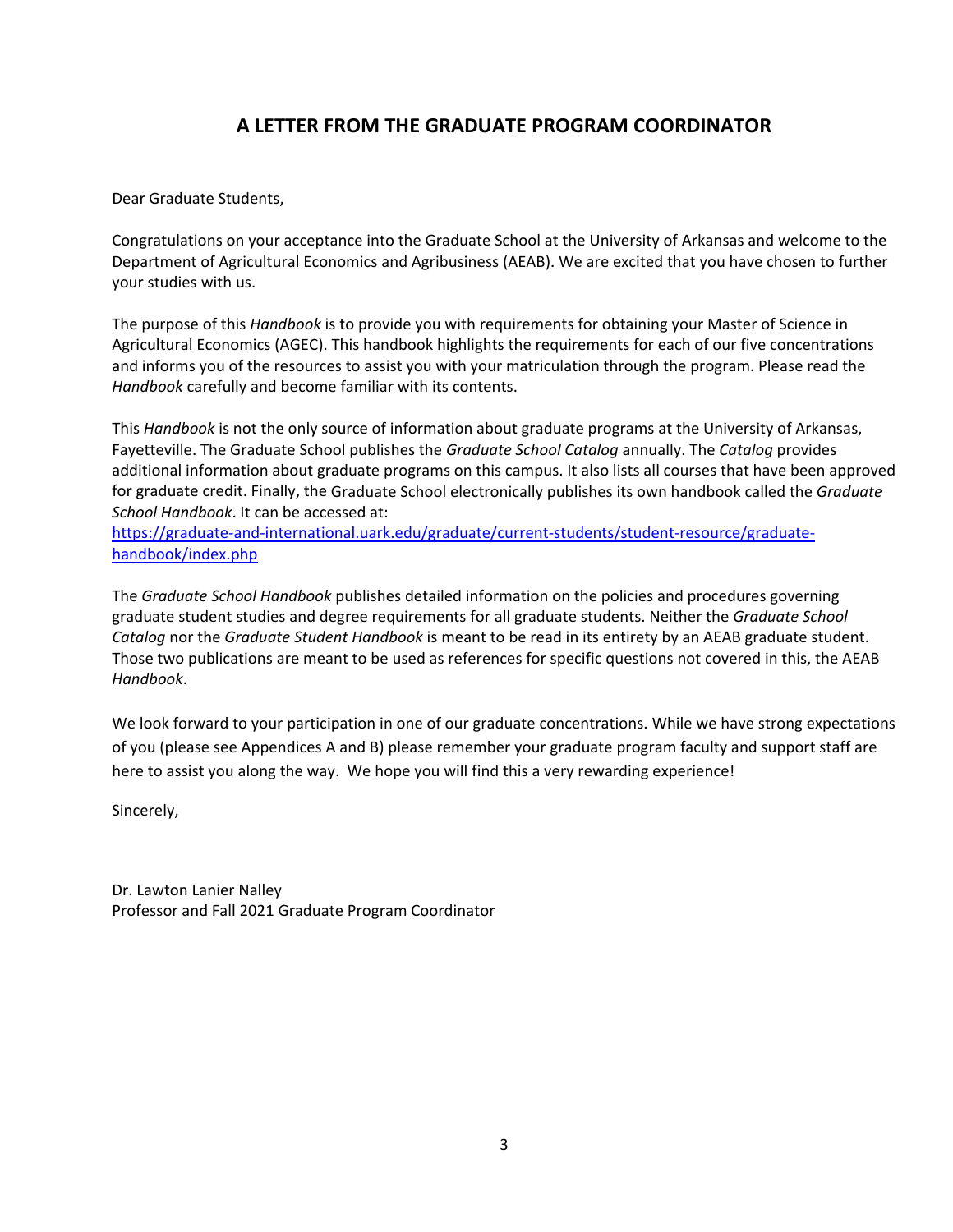## A LETTER FROM THE GRADUATE PROGRAM COORDINATOR

Dear Graduate Students,

Congratulations on your acceptance into the Graduate School at the University of Arkansas and welcome to the Department of Agricultural Economics and Agribusiness (AEAB). We are excited that you have chosen to further your studies with us.

The purpose of this *Handbook* is to provide you with requirements for obtaining your Master of Science in Agricultural Economics (AGEC). This handbook highlights the requirements for each of our five concentrations and informs you of the resources to assist you with your matriculation through the program. Please read the *Handbook* carefully and become familiar with its contents.

This *Handbook* is not the only source of information about graduate programs at the University of Arkansas, Fayetteville. The Graduate School publishes the *Graduate School Catalog* annually. The *Catalog* provides additional information about graduate programs on this campus. It also lists all courses that have been approved for graduate credit. Finally, the Graduate School electronically publishes its own handbook called the *Graduate School Handbook*. It can be accessed at: [https://graduate-and-international.uark.edu/graduate/current-students/student-resource/graduate-handbook/index.php](https://graduate-and-international.uark.edu/graduate/current-students/student-resource/graduate-handbook/index.php)

The *Graduate School Handbook* publishes detailed information on the policies and procedures governing graduate student studies and degree requirements for all graduate students. Neither the *Graduate School Catalog* nor the *Graduate Student Handbook* is meant to be read in its entirety by an AEAB graduate student. Those two publications are meant to be used as references for specific questions not covered in this, the AEAB *Handbook*.

We look forward to your participation in one of our graduate concentrations. While we have strong expectations of you (please see Appendices A and B) please remember your graduate program faculty and support staff are here to assist you along the way. We hope you will find this a very rewarding experience!

Sincerely,

Dr. Lawton Lanier Nalley
Professor and Fall 2021 Graduate Program Coordinator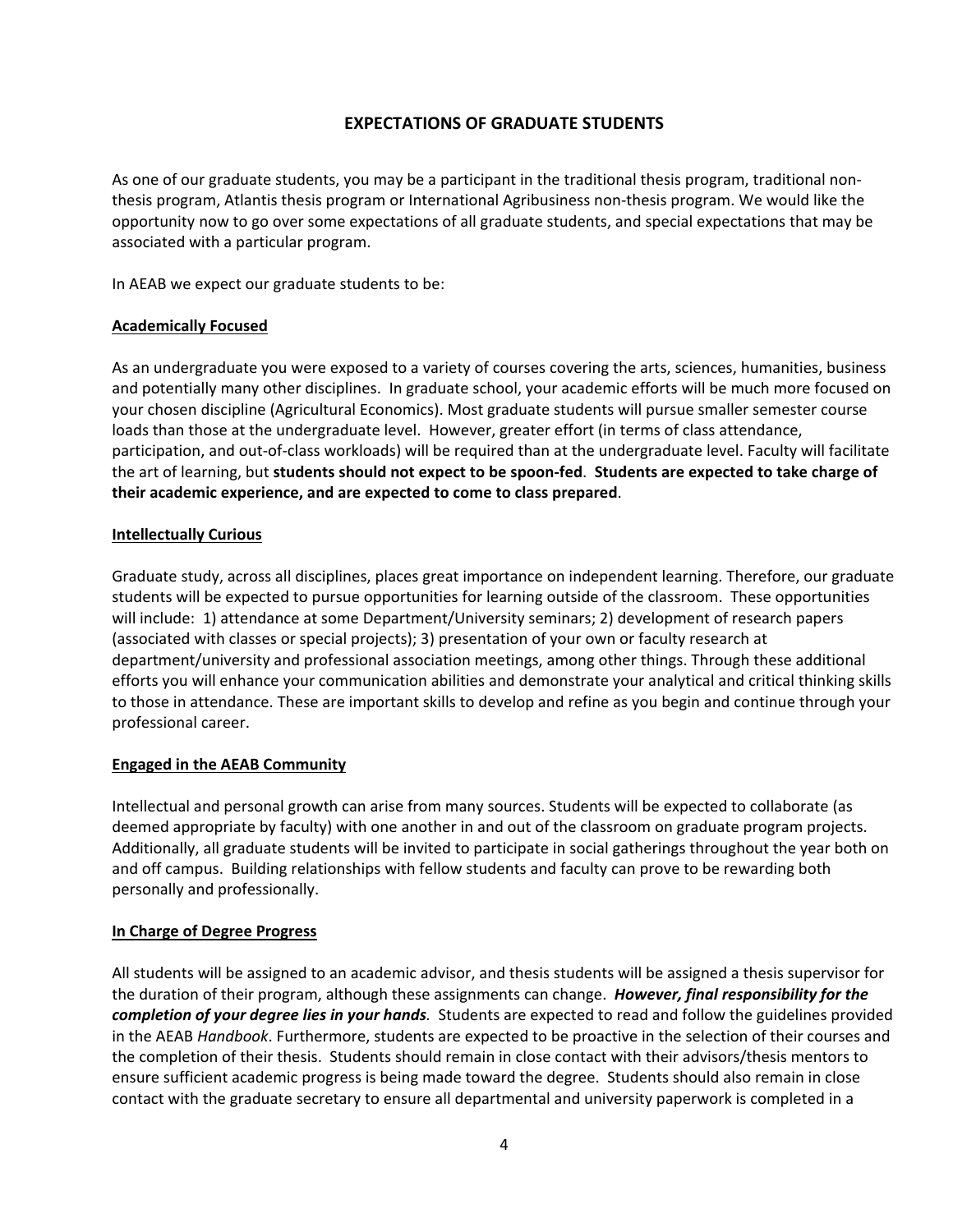## EXPECTATIONS OF GRADUATE STUDENTS

As one of our graduate students, you may be a participant in the traditional thesis program, traditional non-thesis program, Atlantis thesis program or International Agribusiness non-thesis program. We would like the opportunity now to go over some expectations of all graduate students, and special expectations that may be associated with a particular program.

In AEAB we expect our graduate students to be:

### Academically Focused

As an undergraduate you were exposed to a variety of courses covering the arts, sciences, humanities, business and potentially many other disciplines. In graduate school, your academic efforts will be much more focused on your chosen discipline (Agricultural Economics). Most graduate students will pursue smaller semester course loads than those at the undergraduate level. However, greater effort (in terms of class attendance, participation, and out-of-class workloads) will be required than at the undergraduate level. Faculty will facilitate the art of learning, but **students should not expect to be spoon-fed**. **Students are expected to take charge of their academic experience, and are expected to come to class prepared**.

### Intellectually Curious

Graduate study, across all disciplines, places great importance on independent learning. Therefore, our graduate students will be expected to pursue opportunities for learning outside of the classroom. These opportunities will include: 1) attendance at some Department/University seminars; 2) development of research papers (associated with classes or special projects); 3) presentation of your own or faculty research at department/university and professional association meetings, among other things. Through these additional efforts you will enhance your communication abilities and demonstrate your analytical and critical thinking skills to those in attendance. These are important skills to develop and refine as you begin and continue through your professional career.

### Engaged in the AEAB Community

Intellectual and personal growth can arise from many sources. Students will be expected to collaborate (as deemed appropriate by faculty) with one another in and out of the classroom on graduate program projects. Additionally, all graduate students will be invited to participate in social gatherings throughout the year both on and off campus. Building relationships with fellow students and faculty can prove to be rewarding both personally and professionally.

### In Charge of Degree Progress

All students will be assigned to an academic advisor, and thesis students will be assigned a thesis supervisor for the duration of their program, although these assignments can change. ***However, final responsibility for the completion of your degree lies in your hands.*** Students are expected to read and follow the guidelines provided in the AEAB *Handbook*. Furthermore, students are expected to be proactive in the selection of their courses and the completion of their thesis. Students should remain in close contact with their advisors/thesis mentors to ensure sufficient academic progress is being made toward the degree. Students should also remain in close contact with the graduate secretary to ensure all departmental and university paperwork is completed in a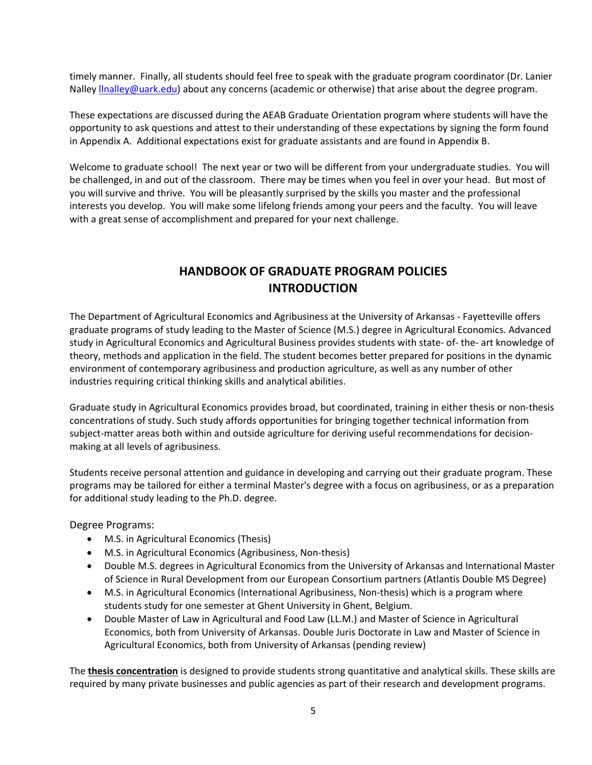timely manner. Finally, all students should feel free to speak with the graduate program coordinator (Dr. Lanier Nalley llnalley@uark.edu) about any concerns (academic or otherwise) that arise about the degree program.

These expectations are discussed during the AEAB Graduate Orientation program where students will have the opportunity to ask questions and attest to their understanding of these expectations by signing the form found in Appendix A. Additional expectations exist for graduate assistants and are found in Appendix B.

Welcome to graduate school! The next year or two will be different from your undergraduate studies. You will be challenged, in and out of the classroom. There may be times when you feel in over your head. But most of you will survive and thrive. You will be pleasantly surprised by the skills you master and the professional interests you develop. You will make some lifelong friends among your peers and the faculty. You will leave with a great sense of accomplishment and prepared for your next challenge.

# HANDBOOK OF GRADUATE PROGRAM POLICIES INTRODUCTION

The Department of Agricultural Economics and Agribusiness at the University of Arkansas - Fayetteville offers graduate programs of study leading to the Master of Science (M.S.) degree in Agricultural Economics. Advanced study in Agricultural Economics and Agricultural Business provides students with state- of- the- art knowledge of theory, methods and application in the field. The student becomes better prepared for positions in the dynamic environment of contemporary agribusiness and production agriculture, as well as any number of other industries requiring critical thinking skills and analytical abilities.

Graduate study in Agricultural Economics provides broad, but coordinated, training in either thesis or non-thesis concentrations of study. Such study affords opportunities for bringing together technical information from subject-matter areas both within and outside agriculture for deriving useful recommendations for decision-making at all levels of agribusiness.

Students receive personal attention and guidance in developing and carrying out their graduate program. These programs may be tailored for either a terminal Master's degree with a focus on agribusiness, or as a preparation for additional study leading to the Ph.D. degree.

Degree Programs:

- M.S. in Agricultural Economics (Thesis)
- M.S. in Agricultural Economics (Agribusiness, Non-thesis)
- Double M.S. degrees in Agricultural Economics from the University of Arkansas and International Master of Science in Rural Development from our European Consortium partners (Atlantis Double MS Degree)
- M.S. in Agricultural Economics (International Agribusiness, Non-thesis) which is a program where students study for one semester at Ghent University in Ghent, Belgium.
- Double Master of Law in Agricultural and Food Law (LL.M.) and Master of Science in Agricultural Economics, both from University of Arkansas. Double Juris Doctorate in Law and Master of Science in Agricultural Economics, both from University of Arkansas (pending review)

The **thesis concentration** is designed to provide students strong quantitative and analytical skills. These skills are required by many private businesses and public agencies as part of their research and development programs.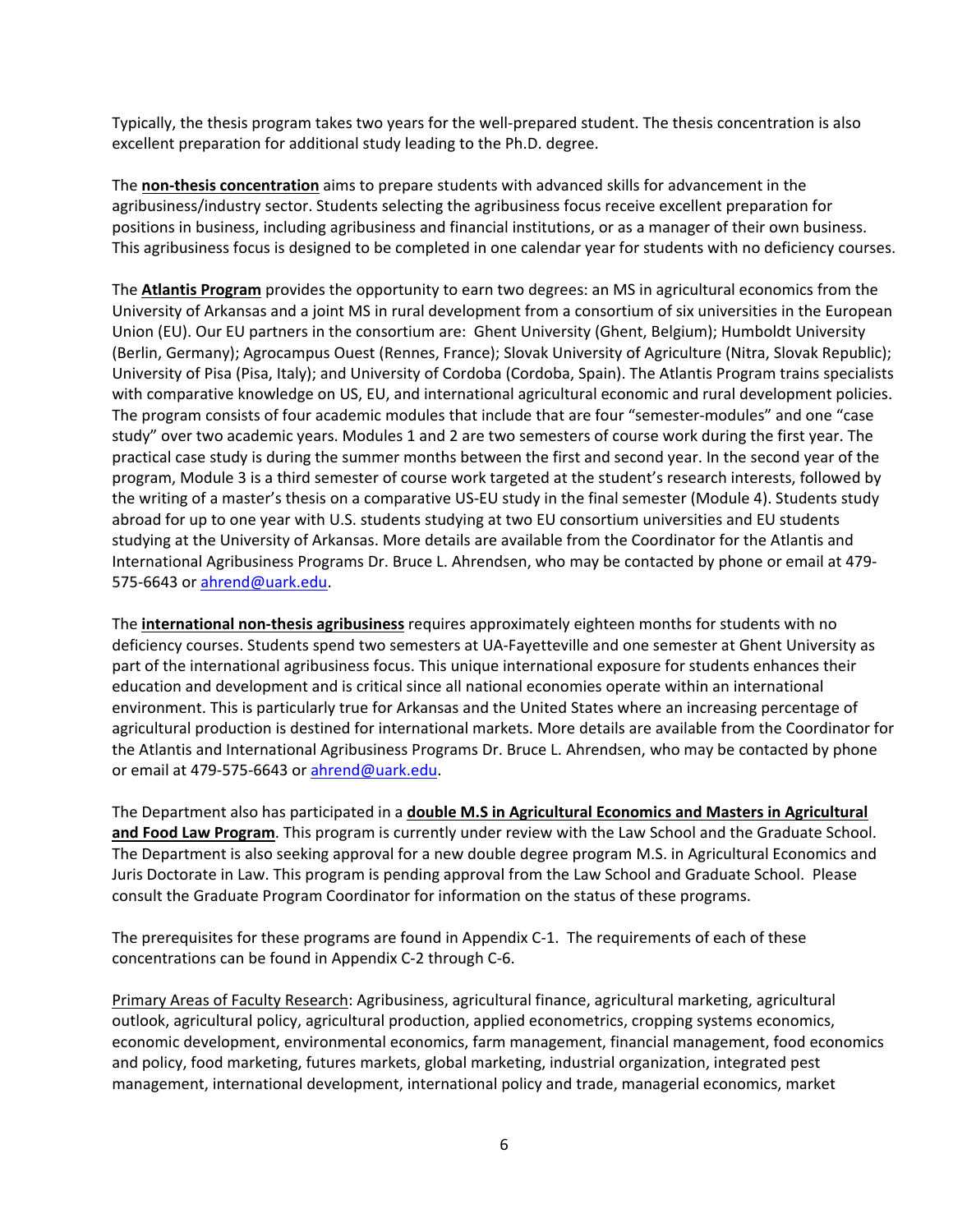Typically, the thesis program takes two years for the well-prepared student. The thesis concentration is also excellent preparation for additional study leading to the Ph.D. degree.

The **non-thesis concentration** aims to prepare students with advanced skills for advancement in the agribusiness/industry sector. Students selecting the agribusiness focus receive excellent preparation for positions in business, including agribusiness and financial institutions, or as a manager of their own business. This agribusiness focus is designed to be completed in one calendar year for students with no deficiency courses.

The **Atlantis Program** provides the opportunity to earn two degrees: an MS in agricultural economics from the University of Arkansas and a joint MS in rural development from a consortium of six universities in the European Union (EU). Our EU partners in the consortium are: Ghent University (Ghent, Belgium); Humboldt University (Berlin, Germany); Agrocampus Ouest (Rennes, France); Slovak University of Agriculture (Nitra, Slovak Republic); University of Pisa (Pisa, Italy); and University of Cordoba (Cordoba, Spain). The Atlantis Program trains specialists with comparative knowledge on US, EU, and international agricultural economic and rural development policies. The program consists of four academic modules that include that are four "semester-modules" and one "case study" over two academic years. Modules 1 and 2 are two semesters of course work during the first year. The practical case study is during the summer months between the first and second year. In the second year of the program, Module 3 is a third semester of course work targeted at the student's research interests, followed by the writing of a master's thesis on a comparative US-EU study in the final semester (Module 4). Students study abroad for up to one year with U.S. students studying at two EU consortium universities and EU students studying at the University of Arkansas. More details are available from the Coordinator for the Atlantis and International Agribusiness Programs Dr. Bruce L. Ahrendsen, who may be contacted by phone or email at 479-575-6643 or ahrend@uark.edu.

The **international non-thesis agribusiness** requires approximately eighteen months for students with no deficiency courses. Students spend two semesters at UA-Fayetteville and one semester at Ghent University as part of the international agribusiness focus. This unique international exposure for students enhances their education and development and is critical since all national economies operate within an international environment. This is particularly true for Arkansas and the United States where an increasing percentage of agricultural production is destined for international markets. More details are available from the Coordinator for the Atlantis and International Agribusiness Programs Dr. Bruce L. Ahrendsen, who may be contacted by phone or email at 479-575-6643 or ahrend@uark.edu.

The Department also has participated in a **double M.S in Agricultural Economics and Masters in Agricultural and Food Law Program**. This program is currently under review with the Law School and the Graduate School. The Department is also seeking approval for a new double degree program M.S. in Agricultural Economics and Juris Doctorate in Law. This program is pending approval from the Law School and Graduate School. Please consult the Graduate Program Coordinator for information on the status of these programs.

The prerequisites for these programs are found in Appendix C-1. The requirements of each of these concentrations can be found in Appendix C-2 through C-6.

Primary Areas of Faculty Research: Agribusiness, agricultural finance, agricultural marketing, agricultural outlook, agricultural policy, agricultural production, applied econometrics, cropping systems economics, economic development, environmental economics, farm management, financial management, food economics and policy, food marketing, futures markets, global marketing, industrial organization, integrated pest management, international development, international policy and trade, managerial economics, market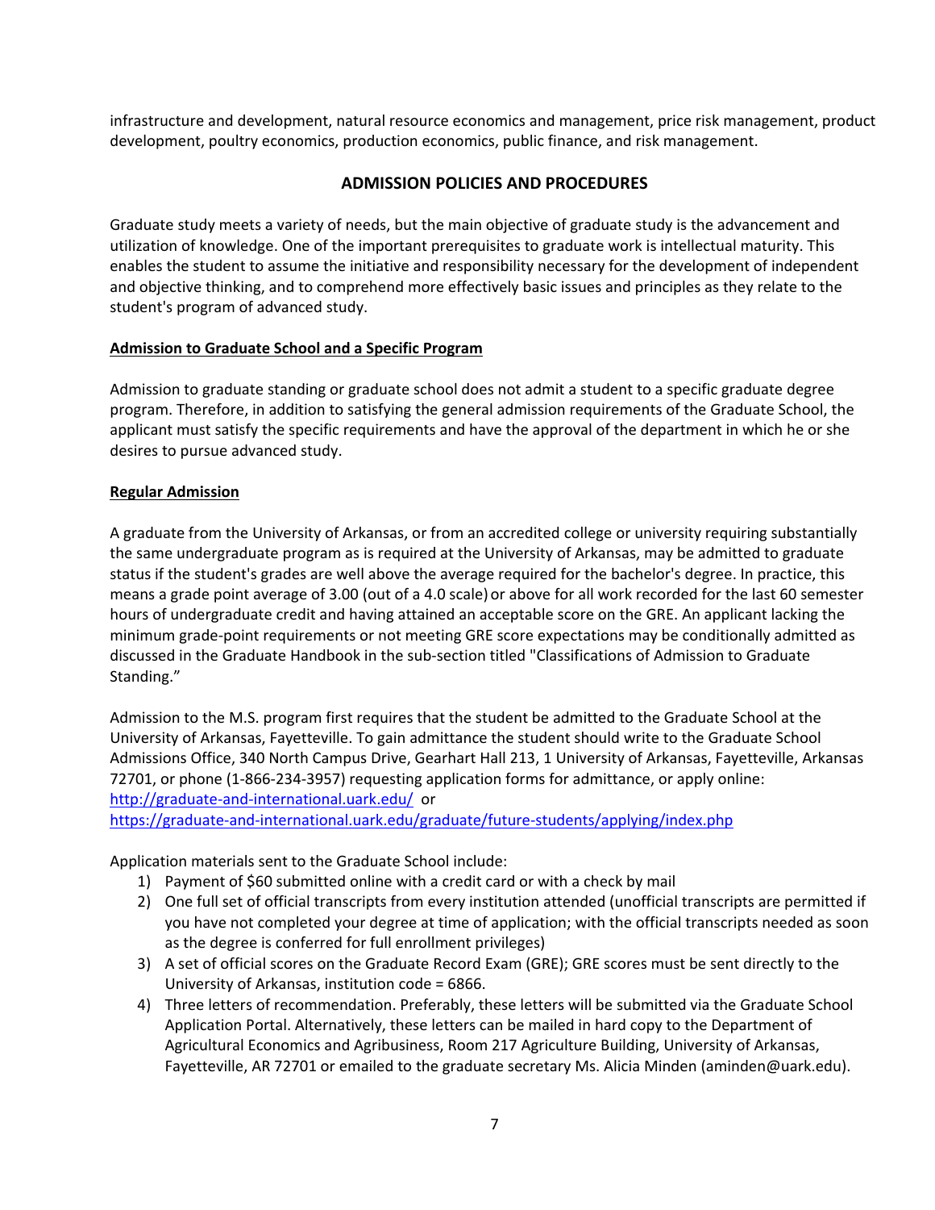infrastructure and development, natural resource economics and management, price risk management, product development, poultry economics, production economics, public finance, and risk management.

## ADMISSION POLICIES AND PROCEDURES

Graduate study meets a variety of needs, but the main objective of graduate study is the advancement and utilization of knowledge. One of the important prerequisites to graduate work is intellectual maturity. This enables the student to assume the initiative and responsibility necessary for the development of independent and objective thinking, and to comprehend more effectively basic issues and principles as they relate to the student's program of advanced study.

### Admission to Graduate School and a Specific Program

Admission to graduate standing or graduate school does not admit a student to a specific graduate degree program. Therefore, in addition to satisfying the general admission requirements of the Graduate School, the applicant must satisfy the specific requirements and have the approval of the department in which he or she desires to pursue advanced study.

### Regular Admission

A graduate from the University of Arkansas, or from an accredited college or university requiring substantially the same undergraduate program as is required at the University of Arkansas, may be admitted to graduate status if the student's grades are well above the average required for the bachelor's degree. In practice, this means a grade point average of 3.00 (out of a 4.0 scale) or above for all work recorded for the last 60 semester hours of undergraduate credit and having attained an acceptable score on the GRE. An applicant lacking the minimum grade-point requirements or not meeting GRE score expectations may be conditionally admitted as discussed in the Graduate Handbook in the sub-section titled "Classifications of Admission to Graduate Standing."

Admission to the M.S. program first requires that the student be admitted to the Graduate School at the University of Arkansas, Fayetteville. To gain admittance the student should write to the Graduate School Admissions Office, 340 North Campus Drive, Gearhart Hall 213, 1 University of Arkansas, Fayetteville, Arkansas 72701, or phone (1-866-234-3957) requesting application forms for admittance, or apply online: http://graduate-and-international.uark.edu/ or https://graduate-and-international.uark.edu/graduate/future-students/applying/index.php

Application materials sent to the Graduate School include:

1) Payment of $60 submitted online with a credit card or with a check by mail
2) One full set of official transcripts from every institution attended (unofficial transcripts are permitted if you have not completed your degree at time of application; with the official transcripts needed as soon as the degree is conferred for full enrollment privileges)
3) A set of official scores on the Graduate Record Exam (GRE); GRE scores must be sent directly to the University of Arkansas, institution code = 6866.
4) Three letters of recommendation. Preferably, these letters will be submitted via the Graduate School Application Portal. Alternatively, these letters can be mailed in hard copy to the Department of Agricultural Economics and Agribusiness, Room 217 Agriculture Building, University of Arkansas, Fayetteville, AR 72701 or emailed to the graduate secretary Ms. Alicia Minden (aminden@uark.edu).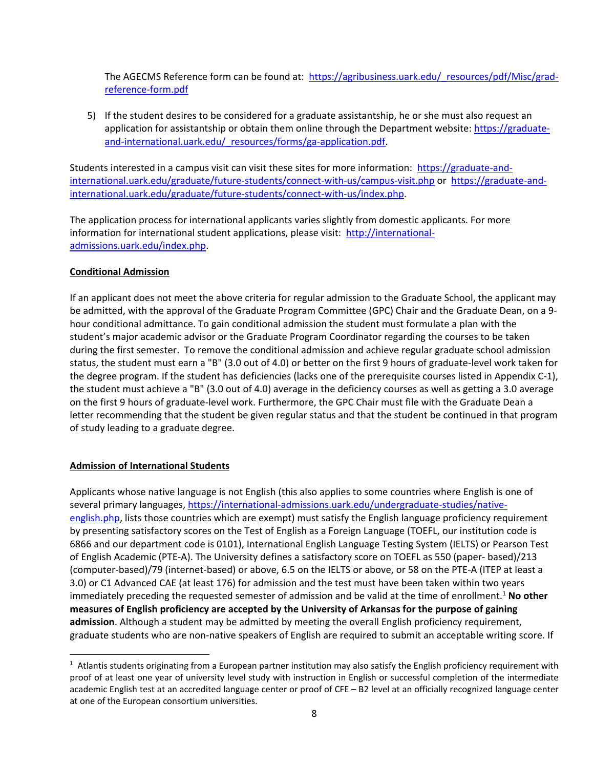The AGECMS Reference form can be found at: https://agribusiness.uark.edu/_resources/pdf/Misc/grad-reference-form.pdf

5) If the student desires to be considered for a graduate assistantship, he or she must also request an application for assistantship or obtain them online through the Department website: https://graduate-and-international.uark.edu/_resources/forms/ga-application.pdf.

Students interested in a campus visit can visit these sites for more information: https://graduate-and-international.uark.edu/graduate/future-students/connect-with-us/campus-visit.php or https://graduate-and-international.uark.edu/graduate/future-students/connect-with-us/index.php.

The application process for international applicants varies slightly from domestic applicants. For more information for international student applications, please visit: http://international-admissions.uark.edu/index.php.

## Conditional Admission

If an applicant does not meet the above criteria for regular admission to the Graduate School, the applicant may be admitted, with the approval of the Graduate Program Committee (GPC) Chair and the Graduate Dean, on a 9-hour conditional admittance. To gain conditional admission the student must formulate a plan with the student's major academic advisor or the Graduate Program Coordinator regarding the courses to be taken during the first semester. To remove the conditional admission and achieve regular graduate school admission status, the student must earn a "B" (3.0 out of 4.0) or better on the first 9 hours of graduate-level work taken for the degree program. If the student has deficiencies (lacks one of the prerequisite courses listed in Appendix C-1), the student must achieve a "B" (3.0 out of 4.0) average in the deficiency courses as well as getting a 3.0 average on the first 9 hours of graduate-level work. Furthermore, the GPC Chair must file with the Graduate Dean a letter recommending that the student be given regular status and that the student be continued in that program of study leading to a graduate degree.

## Admission of International Students

Applicants whose native language is not English (this also applies to some countries where English is one of several primary languages, https://international-admissions.uark.edu/undergraduate-studies/native-english.php, lists those countries which are exempt) must satisfy the English language proficiency requirement by presenting satisfactory scores on the Test of English as a Foreign Language (TOEFL, our institution code is 6866 and our department code is 0101), International English Language Testing System (IELTS) or Pearson Test of English Academic (PTE-A). The University defines a satisfactory score on TOEFL as 550 (paper- based)/213 (computer-based)/79 (internet-based) or above, 6.5 on the IELTS or above, or 58 on the PTE-A (ITEP at least a 3.0) or C1 Advanced CAE (at least 176) for admission and the test must have been taken within two years immediately preceding the requested semester of admission and be valid at the time of enrollment.[1] **No other measures of English proficiency are accepted by the University of Arkansas for the purpose of gaining admission**. Although a student may be admitted by meeting the overall English proficiency requirement, graduate students who are non-native speakers of English are required to submit an acceptable writing score. If

[1] Atlantis students originating from a European partner institution may also satisfy the English proficiency requirement with proof of at least one year of university level study with instruction in English or successful completion of the intermediate academic English test at an accredited language center or proof of CFE – B2 level at an officially recognized language center at one of the European consortium universities.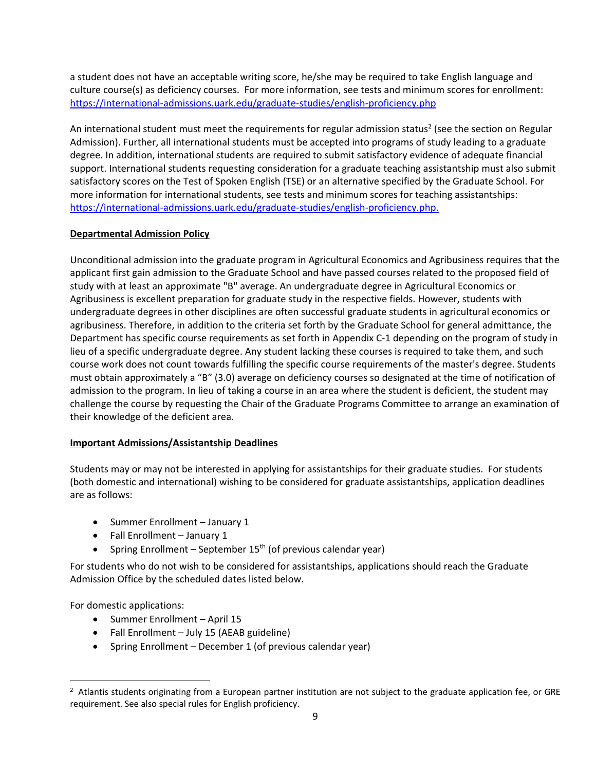a student does not have an acceptable writing score, he/she may be required to take English language and culture course(s) as deficiency courses. For more information, see tests and minimum scores for enrollment: https://international-admissions.uark.edu/graduate-studies/english-proficiency.php

An international student must meet the requirements for regular admission status[2] (see the section on Regular Admission). Further, all international students must be accepted into programs of study leading to a graduate degree. In addition, international students are required to submit satisfactory evidence of adequate financial support. International students requesting consideration for a graduate teaching assistantship must also submit satisfactory scores on the Test of Spoken English (TSE) or an alternative specified by the Graduate School. For more information for international students, see tests and minimum scores for teaching assistantships: https://international-admissions.uark.edu/graduate-studies/english-proficiency.php.

**Departmental Admission Policy**

Unconditional admission into the graduate program in Agricultural Economics and Agribusiness requires that the applicant first gain admission to the Graduate School and have passed courses related to the proposed field of study with at least an approximate "B" average. An undergraduate degree in Agricultural Economics or Agribusiness is excellent preparation for graduate study in the respective fields. However, students with undergraduate degrees in other disciplines are often successful graduate students in agricultural economics or agribusiness. Therefore, in addition to the criteria set forth by the Graduate School for general admittance, the Department has specific course requirements as set forth in Appendix C-1 depending on the program of study in lieu of a specific undergraduate degree. Any student lacking these courses is required to take them, and such course work does not count towards fulfilling the specific course requirements of the master's degree. Students must obtain approximately a "B" (3.0) average on deficiency courses so designated at the time of notification of admission to the program. In lieu of taking a course in an area where the student is deficient, the student may challenge the course by requesting the Chair of the Graduate Programs Committee to arrange an examination of their knowledge of the deficient area.

**Important Admissions/Assistantship Deadlines**

Students may or may not be interested in applying for assistantships for their graduate studies. For students (both domestic and international) wishing to be considered for graduate assistantships, application deadlines are as follows:

- Summer Enrollment – January 1
- Fall Enrollment – January 1
- Spring Enrollment – September 15th (of previous calendar year)

For students who do not wish to be considered for assistantships, applications should reach the Graduate Admission Office by the scheduled dates listed below.

For domestic applications:

- Summer Enrollment – April 15
- Fall Enrollment – July 15 (AEAB guideline)
- Spring Enrollment – December 1 (of previous calendar year)

[2] Atlantis students originating from a European partner institution are not subject to the graduate application fee, or GRE requirement. See also special rules for English proficiency.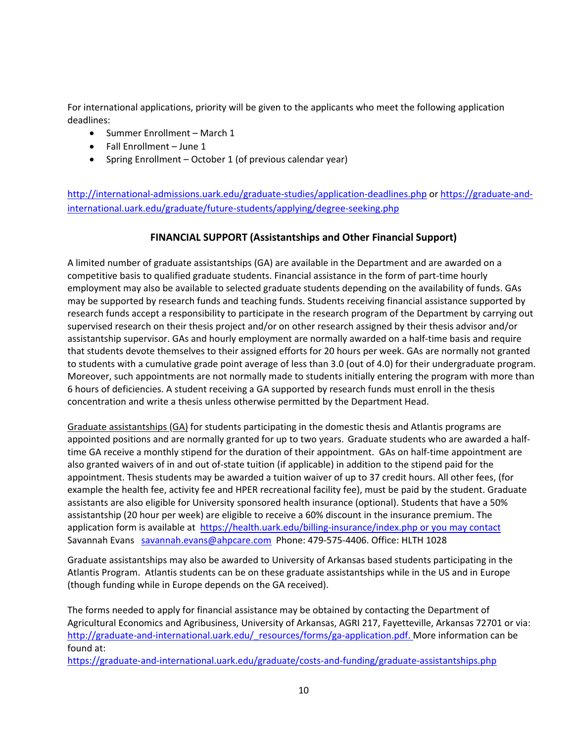For international applications, priority will be given to the applicants who meet the following application deadlines:

- Summer Enrollment – March 1
- Fall Enrollment – June 1
- Spring Enrollment – October 1 (of previous calendar year)

http://international-admissions.uark.edu/graduate-studies/application-deadlines.php or https://graduate-and-international.uark.edu/graduate/future-students/applying/degree-seeking.php

## FINANCIAL SUPPORT (Assistantships and Other Financial Support)

A limited number of graduate assistantships (GA) are available in the Department and are awarded on a competitive basis to qualified graduate students. Financial assistance in the form of part-time hourly employment may also be available to selected graduate students depending on the availability of funds. GAs may be supported by research funds and teaching funds. Students receiving financial assistance supported by research funds accept a responsibility to participate in the research program of the Department by carrying out supervised research on their thesis project and/or on other research assigned by their thesis advisor and/or assistantship supervisor. GAs and hourly employment are normally awarded on a half-time basis and require that students devote themselves to their assigned efforts for 20 hours per week. GAs are normally not granted to students with a cumulative grade point average of less than 3.0 (out of 4.0) for their undergraduate program. Moreover, such appointments are not normally made to students initially entering the program with more than 6 hours of deficiencies. A student receiving a GA supported by research funds must enroll in the thesis concentration and write a thesis unless otherwise permitted by the Department Head.

Graduate assistantships (GA) for students participating in the domestic thesis and Atlantis programs are appointed positions and are normally granted for up to two years. Graduate students who are awarded a half-time GA receive a monthly stipend for the duration of their appointment. GAs on half-time appointment are also granted waivers of in and out of-state tuition (if applicable) in addition to the stipend paid for the appointment. Thesis students may be awarded a tuition waiver of up to 37 credit hours. All other fees, (for example the health fee, activity fee and HPER recreational facility fee), must be paid by the student. Graduate assistants are also eligible for University sponsored health insurance (optional). Students that have a 50% assistantship (20 hour per week) are eligible to receive a 60% discount in the insurance premium. The application form is available at https://health.uark.edu/billing-insurance/index.php or you may contact Savannah Evans savannah.evans@ahpcare.com Phone: 479-575-4406. Office: HLTH 1028

Graduate assistantships may also be awarded to University of Arkansas based students participating in the Atlantis Program. Atlantis students can be on these graduate assistantships while in the US and in Europe (though funding while in Europe depends on the GA received).

The forms needed to apply for financial assistance may be obtained by contacting the Department of Agricultural Economics and Agribusiness, University of Arkansas, AGRI 217, Fayetteville, Arkansas 72701 or via: http://graduate-and-international.uark.edu/_resources/forms/ga-application.pdf. More information can be found at:
https://graduate-and-international.uark.edu/graduate/costs-and-funding/graduate-assistantships.php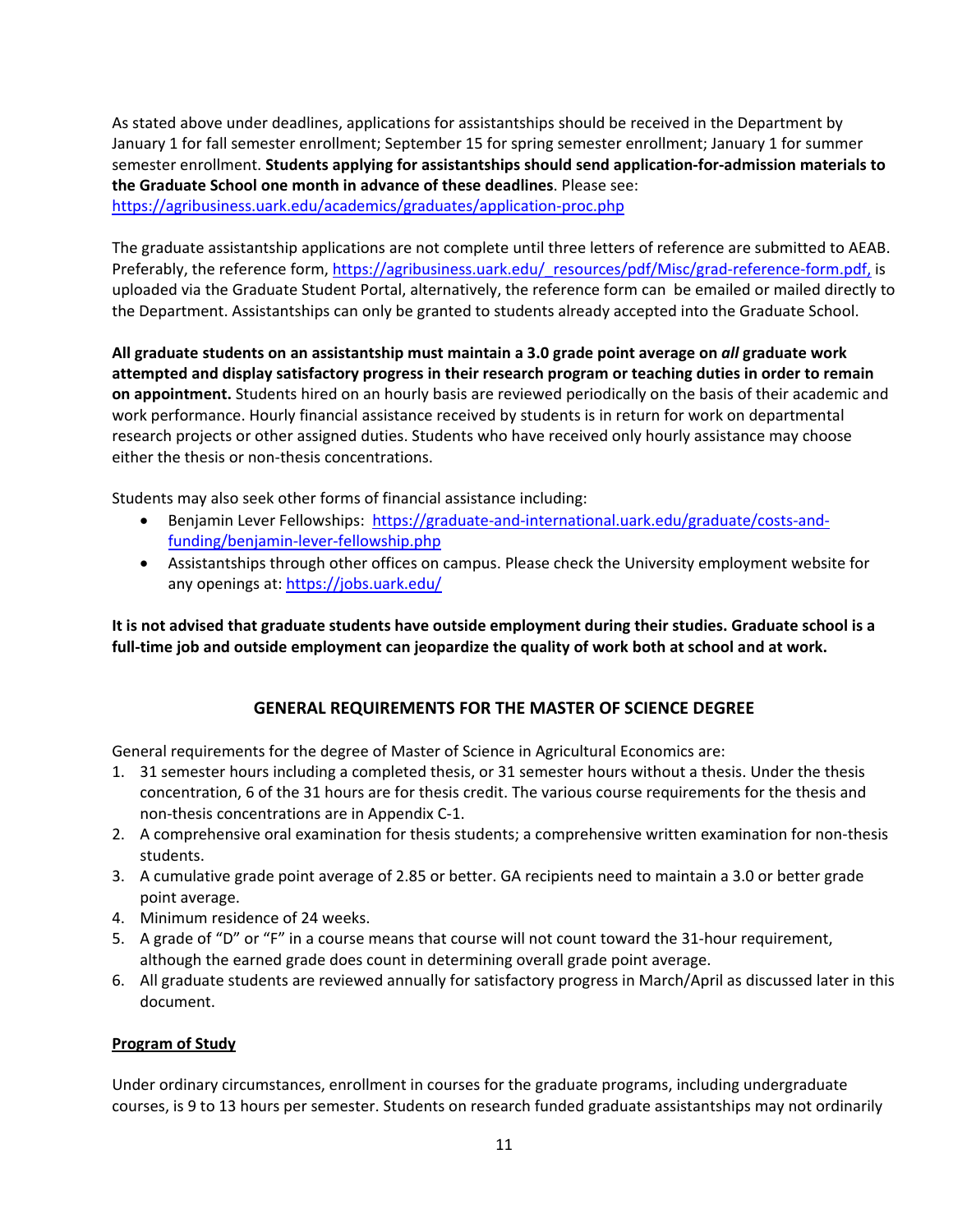As stated above under deadlines, applications for assistantships should be received in the Department by January 1 for fall semester enrollment; September 15 for spring semester enrollment; January 1 for summer semester enrollment. **Students applying for assistantships should send application-for-admission materials to the Graduate School one month in advance of these deadlines**. Please see: https://agribusiness.uark.edu/academics/graduates/application-proc.php

The graduate assistantship applications are not complete until three letters of reference are submitted to AEAB. Preferably, the reference form, https://agribusiness.uark.edu/_resources/pdf/Misc/grad-reference-form.pdf, is uploaded via the Graduate Student Portal, alternatively, the reference form can be emailed or mailed directly to the Department. Assistantships can only be granted to students already accepted into the Graduate School.

**All graduate students on an assistantship must maintain a 3.0 grade point average on *all* graduate work attempted and display satisfactory progress in their research program or teaching duties in order to remain on appointment.** Students hired on an hourly basis are reviewed periodically on the basis of their academic and work performance. Hourly financial assistance received by students is in return for work on departmental research projects or other assigned duties. Students who have received only hourly assistance may choose either the thesis or non-thesis concentrations.

Students may also seek other forms of financial assistance including:

- Benjamin Lever Fellowships: https://graduate-and-international.uark.edu/graduate/costs-and-funding/benjamin-lever-fellowship.php
- Assistantships through other offices on campus. Please check the University employment website for any openings at: https://jobs.uark.edu/

**It is not advised that graduate students have outside employment during their studies. Graduate school is a full-time job and outside employment can jeopardize the quality of work both at school and at work.**

## GENERAL REQUIREMENTS FOR THE MASTER OF SCIENCE DEGREE

General requirements for the degree of Master of Science in Agricultural Economics are:

1. 31 semester hours including a completed thesis, or 31 semester hours without a thesis. Under the thesis concentration, 6 of the 31 hours are for thesis credit. The various course requirements for the thesis and non-thesis concentrations are in Appendix C-1.
2. A comprehensive oral examination for thesis students; a comprehensive written examination for non-thesis students.
3. A cumulative grade point average of 2.85 or better. GA recipients need to maintain a 3.0 or better grade point average.
4. Minimum residence of 24 weeks.
5. A grade of "D" or "F" in a course means that course will not count toward the 31-hour requirement, although the earned grade does count in determining overall grade point average.
6. All graduate students are reviewed annually for satisfactory progress in March/April as discussed later in this document.

### Program of Study

Under ordinary circumstances, enrollment in courses for the graduate programs, including undergraduate courses, is 9 to 13 hours per semester. Students on research funded graduate assistantships may not ordinarily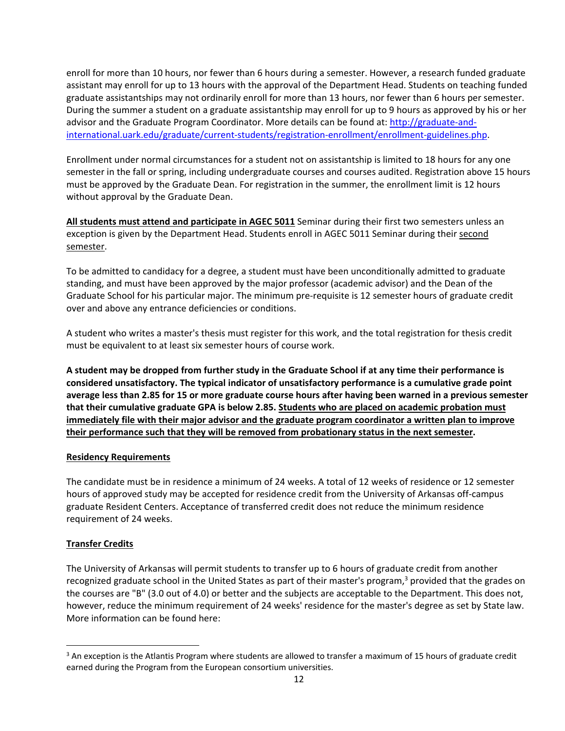enroll for more than 10 hours, nor fewer than 6 hours during a semester. However, a research funded graduate assistant may enroll for up to 13 hours with the approval of the Department Head. Students on teaching funded graduate assistantships may not ordinarily enroll for more than 13 hours, nor fewer than 6 hours per semester. During the summer a student on a graduate assistantship may enroll for up to 9 hours as approved by his or her advisor and the Graduate Program Coordinator. More details can be found at: [http://graduate-and-international.uark.edu/graduate/current-students/registration-enrollment/enrollment-guidelines.php](http://graduate-and-international.uark.edu/graduate/current-students/registration-enrollment/enrollment-guidelines.php).

Enrollment under normal circumstances for a student not on assistantship is limited to 18 hours for any one semester in the fall or spring, including undergraduate courses and courses audited. Registration above 15 hours must be approved by the Graduate Dean. For registration in the summer, the enrollment limit is 12 hours without approval by the Graduate Dean.

**<u>All students must attend and participate in AGEC 5011</u>** Seminar during their first two semesters unless an exception is given by the Department Head. Students enroll in AGEC 5011 Seminar during their <u>second semester</u>.

To be admitted to candidacy for a degree, a student must have been unconditionally admitted to graduate standing, and must have been approved by the major professor (academic advisor) and the Dean of the Graduate School for his particular major. The minimum pre-requisite is 12 semester hours of graduate credit over and above any entrance deficiencies or conditions.

A student who writes a master's thesis must register for this work, and the total registration for thesis credit must be equivalent to at least six semester hours of course work.

**A student may be dropped from further study in the Graduate School if at any time their performance is considered unsatisfactory. The typical indicator of unsatisfactory performance is a cumulative grade point average less than 2.85 for 15 or more graduate course hours after having been warned in a previous semester that their cumulative graduate GPA is below 2.85. <u>Students who are placed on academic probation must immediately file with their major advisor and the graduate program coordinator a written plan to improve their performance such that they will be removed from probationary status in the next semester</u>.**

**<u>Residency Requirements</u>**

The candidate must be in residence a minimum of 24 weeks. A total of 12 weeks of residence or 12 semester hours of approved study may be accepted for residence credit from the University of Arkansas off-campus graduate Resident Centers. Acceptance of transferred credit does not reduce the minimum residence requirement of 24 weeks.

**<u>Transfer Credits</u>**

The University of Arkansas will permit students to transfer up to 6 hours of graduate credit from another recognized graduate school in the United States as part of their master's program,[3] provided that the grades on the courses are "B" (3.0 out of 4.0) or better and the subjects are acceptable to the Department. This does not, however, reduce the minimum requirement of 24 weeks' residence for the master's degree as set by State law. More information can be found here:

[3] An exception is the Atlantis Program where students are allowed to transfer a maximum of 15 hours of graduate credit earned during the Program from the European consortium universities.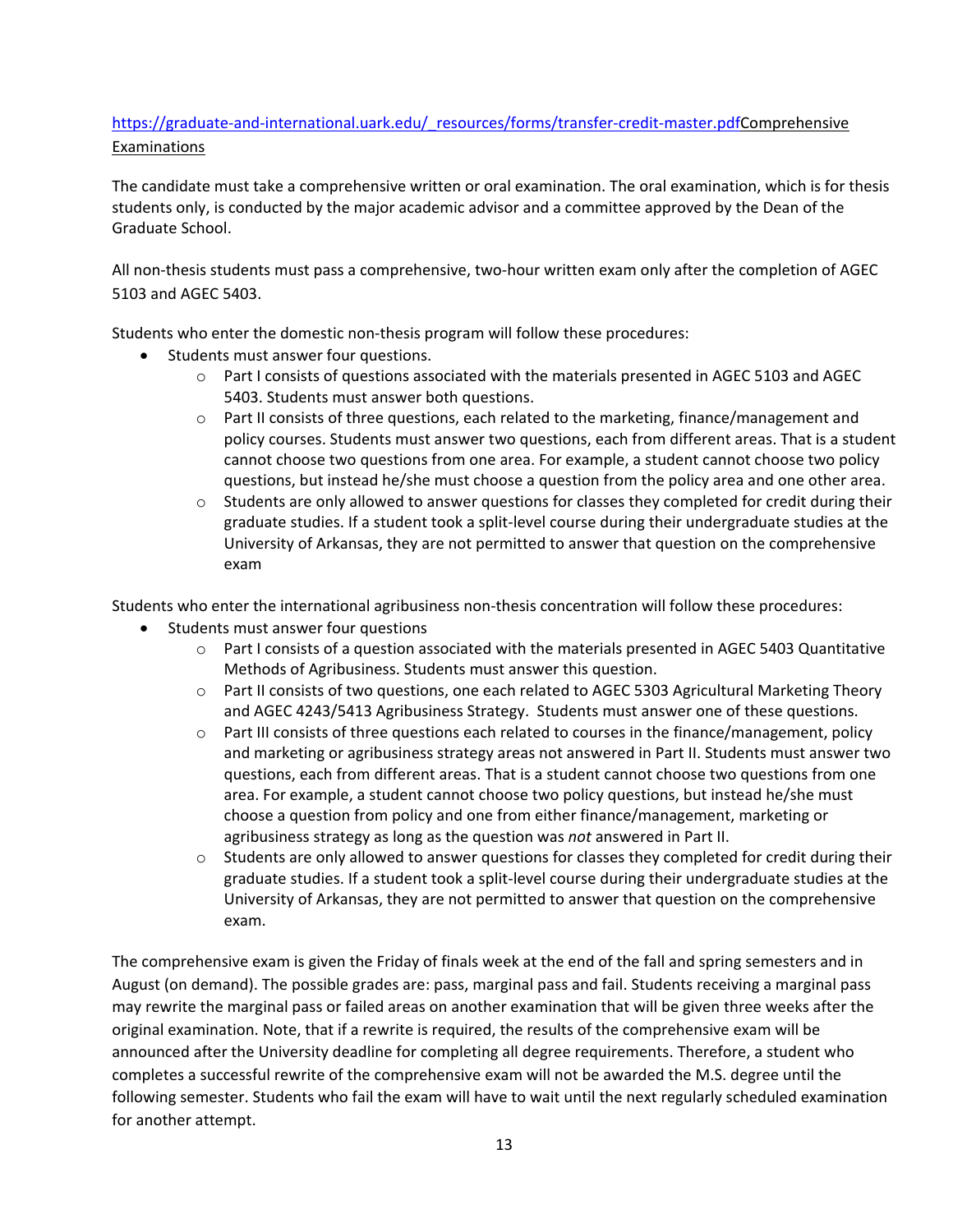https://graduate-and-international.uark.edu/_resources/forms/transfer-credit-master.pdfComprehensive Examinations

The candidate must take a comprehensive written or oral examination. The oral examination, which is for thesis students only, is conducted by the major academic advisor and a committee approved by the Dean of the Graduate School.

All non-thesis students must pass a comprehensive, two-hour written exam only after the completion of AGEC 5103 and AGEC 5403.

Students who enter the domestic non-thesis program will follow these procedures:

- Students must answer four questions.
  - Part I consists of questions associated with the materials presented in AGEC 5103 and AGEC 5403. Students must answer both questions.
  - Part II consists of three questions, each related to the marketing, finance/management and policy courses. Students must answer two questions, each from different areas. That is a student cannot choose two questions from one area. For example, a student cannot choose two policy questions, but instead he/she must choose a question from the policy area and one other area.
  - Students are only allowed to answer questions for classes they completed for credit during their graduate studies. If a student took a split-level course during their undergraduate studies at the University of Arkansas, they are not permitted to answer that question on the comprehensive exam

Students who enter the international agribusiness non-thesis concentration will follow these procedures:

- Students must answer four questions
  - Part I consists of a question associated with the materials presented in AGEC 5403 Quantitative Methods of Agribusiness. Students must answer this question.
  - Part II consists of two questions, one each related to AGEC 5303 Agricultural Marketing Theory and AGEC 4243/5413 Agribusiness Strategy. Students must answer one of these questions.
  - Part III consists of three questions each related to courses in the finance/management, policy and marketing or agribusiness strategy areas not answered in Part II. Students must answer two questions, each from different areas. That is a student cannot choose two questions from one area. For example, a student cannot choose two policy questions, but instead he/she must choose a question from policy and one from either finance/management, marketing or agribusiness strategy as long as the question was *not* answered in Part II.
  - Students are only allowed to answer questions for classes they completed for credit during their graduate studies. If a student took a split-level course during their undergraduate studies at the University of Arkansas, they are not permitted to answer that question on the comprehensive exam.

The comprehensive exam is given the Friday of finals week at the end of the fall and spring semesters and in August (on demand). The possible grades are: pass, marginal pass and fail. Students receiving a marginal pass may rewrite the marginal pass or failed areas on another examination that will be given three weeks after the original examination. Note, that if a rewrite is required, the results of the comprehensive exam will be announced after the University deadline for completing all degree requirements. Therefore, a student who completes a successful rewrite of the comprehensive exam will not be awarded the M.S. degree until the following semester. Students who fail the exam will have to wait until the next regularly scheduled examination for another attempt.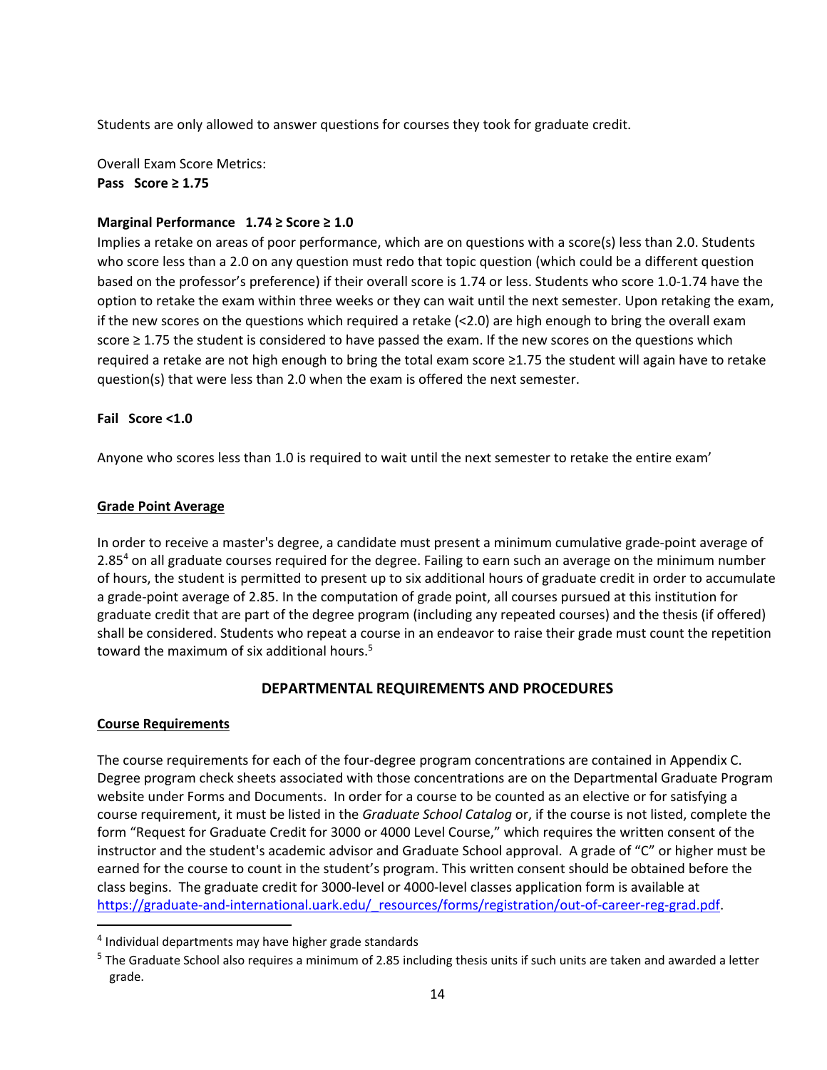Students are only allowed to answer questions for courses they took for graduate credit.

Overall Exam Score Metrics:
**Pass Score ≥ 1.75**

**Marginal Performance 1.74 ≥ Score ≥ 1.0**
Implies a retake on areas of poor performance, which are on questions with a score(s) less than 2.0. Students who score less than a 2.0 on any question must redo that topic question (which could be a different question based on the professor's preference) if their overall score is 1.74 or less. Students who score 1.0-1.74 have the option to retake the exam within three weeks or they can wait until the next semester. Upon retaking the exam, if the new scores on the questions which required a retake (<2.0) are high enough to bring the overall exam score ≥ 1.75 the student is considered to have passed the exam. If the new scores on the questions which required a retake are not high enough to bring the total exam score ≥1.75 the student will again have to retake question(s) that were less than 2.0 when the exam is offered the next semester.

**Fail Score <1.0**

Anyone who scores less than 1.0 is required to wait until the next semester to retake the entire exam'

## Grade Point Average

In order to receive a master's degree, a candidate must present a minimum cumulative grade-point average of 2.85[4] on all graduate courses required for the degree. Failing to earn such an average on the minimum number of hours, the student is permitted to present up to six additional hours of graduate credit in order to accumulate a grade-point average of 2.85. In the computation of grade point, all courses pursued at this institution for graduate credit that are part of the degree program (including any repeated courses) and the thesis (if offered) shall be considered. Students who repeat a course in an endeavor to raise their grade must count the repetition toward the maximum of six additional hours.[5]

## DEPARTMENTAL REQUIREMENTS AND PROCEDURES

### Course Requirements

The course requirements for each of the four-degree program concentrations are contained in Appendix C. Degree program check sheets associated with those concentrations are on the Departmental Graduate Program website under Forms and Documents. In order for a course to be counted as an elective or for satisfying a course requirement, it must be listed in the *Graduate School Catalog* or, if the course is not listed, complete the form "Request for Graduate Credit for 3000 or 4000 Level Course," which requires the written consent of the instructor and the student's academic advisor and Graduate School approval. A grade of "C" or higher must be earned for the course to count in the student's program. This written consent should be obtained before the class begins. The graduate credit for 3000-level or 4000-level classes application form is available at https://graduate-and-international.uark.edu/_resources/forms/registration/out-of-career-reg-grad.pdf.

---

[4] Individual departments may have higher grade standards

[5] The Graduate School also requires a minimum of 2.85 including thesis units if such units are taken and awarded a letter grade.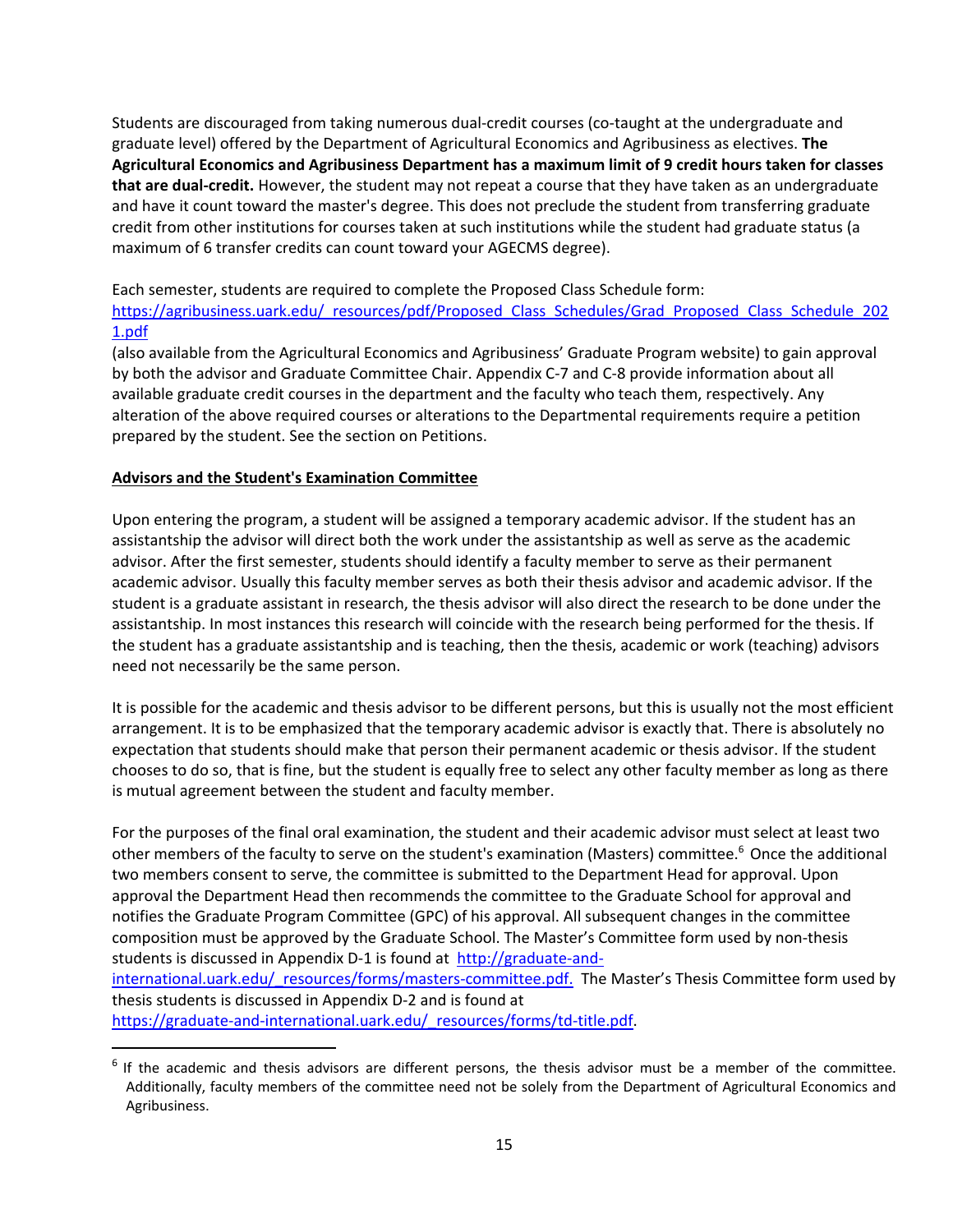Students are discouraged from taking numerous dual-credit courses (co-taught at the undergraduate and graduate level) offered by the Department of Agricultural Economics and Agribusiness as electives. **The Agricultural Economics and Agribusiness Department has a maximum limit of 9 credit hours taken for classes that are dual-credit.** However, the student may not repeat a course that they have taken as an undergraduate and have it count toward the master's degree. This does not preclude the student from transferring graduate credit from other institutions for courses taken at such institutions while the student had graduate status (a maximum of 6 transfer credits can count toward your AGECMS degree).

Each semester, students are required to complete the Proposed Class Schedule form: https://agribusiness.uark.edu/_resources/pdf/Proposed_Class_Schedules/Grad_Proposed_Class_Schedule_2021.pdf (also available from the Agricultural Economics and Agribusiness' Graduate Program website) to gain approval by both the advisor and Graduate Committee Chair. Appendix C-7 and C-8 provide information about all available graduate credit courses in the department and the faculty who teach them, respectively. Any alteration of the above required courses or alterations to the Departmental requirements require a petition prepared by the student. See the section on Petitions.

## Advisors and the Student's Examination Committee

Upon entering the program, a student will be assigned a temporary academic advisor. If the student has an assistantship the advisor will direct both the work under the assistantship as well as serve as the academic advisor. After the first semester, students should identify a faculty member to serve as their permanent academic advisor. Usually this faculty member serves as both their thesis advisor and academic advisor. If the student is a graduate assistant in research, the thesis advisor will also direct the research to be done under the assistantship. In most instances this research will coincide with the research being performed for the thesis. If the student has a graduate assistantship and is teaching, then the thesis, academic or work (teaching) advisors need not necessarily be the same person.

It is possible for the academic and thesis advisor to be different persons, but this is usually not the most efficient arrangement. It is to be emphasized that the temporary academic advisor is exactly that. There is absolutely no expectation that students should make that person their permanent academic or thesis advisor. If the student chooses to do so, that is fine, but the student is equally free to select any other faculty member as long as there is mutual agreement between the student and faculty member.

For the purposes of the final oral examination, the student and their academic advisor must select at least two other members of the faculty to serve on the student's examination (Masters) committee.[6] Once the additional two members consent to serve, the committee is submitted to the Department Head for approval. Upon approval the Department Head then recommends the committee to the Graduate School for approval and notifies the Graduate Program Committee (GPC) of his approval. All subsequent changes in the committee composition must be approved by the Graduate School. The Master's Committee form used by non-thesis students is discussed in Appendix D-1 is found at http://graduate-and-international.uark.edu/_resources/forms/masters-committee.pdf. The Master's Thesis Committee form used by thesis students is discussed in Appendix D-2 and is found at https://graduate-and-international.uark.edu/_resources/forms/td-title.pdf.

[6] If the academic and thesis advisors are different persons, the thesis advisor must be a member of the committee. Additionally, faculty members of the committee need not be solely from the Department of Agricultural Economics and Agribusiness.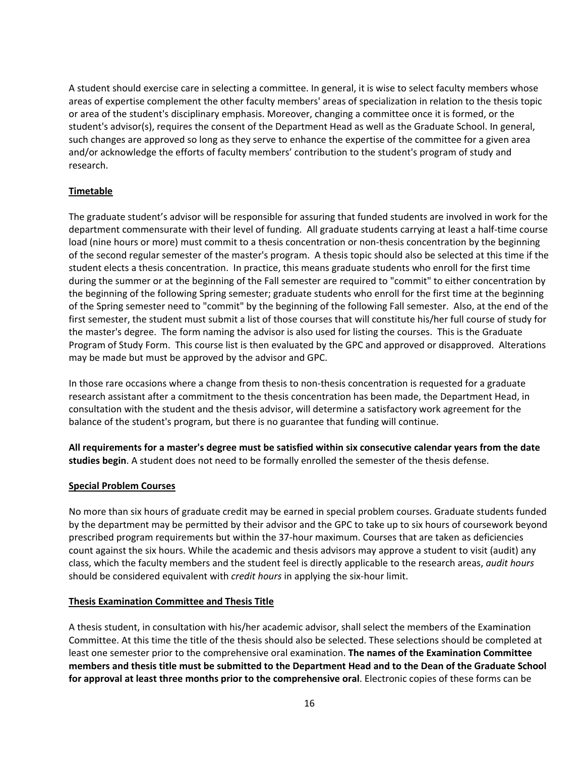A student should exercise care in selecting a committee. In general, it is wise to select faculty members whose areas of expertise complement the other faculty members' areas of specialization in relation to the thesis topic or area of the student's disciplinary emphasis. Moreover, changing a committee once it is formed, or the student's advisor(s), requires the consent of the Department Head as well as the Graduate School. In general, such changes are approved so long as they serve to enhance the expertise of the committee for a given area and/or acknowledge the efforts of faculty members' contribution to the student's program of study and research.

**Timetable**

The graduate student's advisor will be responsible for assuring that funded students are involved in work for the department commensurate with their level of funding. All graduate students carrying at least a half-time course load (nine hours or more) must commit to a thesis concentration or non-thesis concentration by the beginning of the second regular semester of the master's program. A thesis topic should also be selected at this time if the student elects a thesis concentration. In practice, this means graduate students who enroll for the first time during the summer or at the beginning of the Fall semester are required to "commit" to either concentration by the beginning of the following Spring semester; graduate students who enroll for the first time at the beginning of the Spring semester need to "commit" by the beginning of the following Fall semester. Also, at the end of the first semester, the student must submit a list of those courses that will constitute his/her full course of study for the master's degree. The form naming the advisor is also used for listing the courses. This is the Graduate Program of Study Form. This course list is then evaluated by the GPC and approved or disapproved. Alterations may be made but must be approved by the advisor and GPC.

In those rare occasions where a change from thesis to non-thesis concentration is requested for a graduate research assistant after a commitment to the thesis concentration has been made, the Department Head, in consultation with the student and the thesis advisor, will determine a satisfactory work agreement for the balance of the student's program, but there is no guarantee that funding will continue.

**All requirements for a master's degree must be satisfied within six consecutive calendar years from the date studies begin**. A student does not need to be formally enrolled the semester of the thesis defense.

**Special Problem Courses**

No more than six hours of graduate credit may be earned in special problem courses. Graduate students funded by the department may be permitted by their advisor and the GPC to take up to six hours of coursework beyond prescribed program requirements but within the 37-hour maximum. Courses that are taken as deficiencies count against the six hours. While the academic and thesis advisors may approve a student to visit (audit) any class, which the faculty members and the student feel is directly applicable to the research areas, *audit hours* should be considered equivalent with *credit hours* in applying the six-hour limit.

**Thesis Examination Committee and Thesis Title**

A thesis student, in consultation with his/her academic advisor, shall select the members of the Examination Committee. At this time the title of the thesis should also be selected. These selections should be completed at least one semester prior to the comprehensive oral examination. **The names of the Examination Committee members and thesis title must be submitted to the Department Head and to the Dean of the Graduate School for approval at least three months prior to the comprehensive oral**. Electronic copies of these forms can be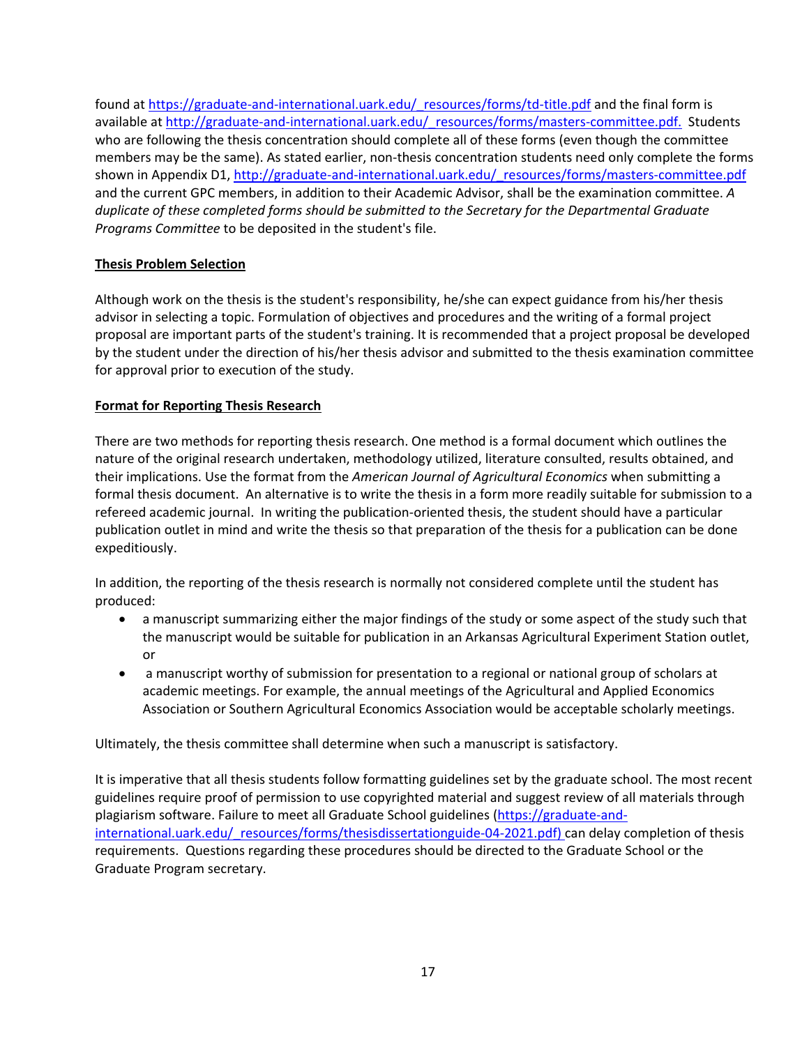found at [https://graduate-and-international.uark.edu/_resources/forms/td-title.pdf](https://graduate-and-international.uark.edu/_resources/forms/td-title.pdf) and the final form is available at [http://graduate-and-international.uark.edu/_resources/forms/masters-committee.pdf.](http://graduate-and-international.uark.edu/_resources/forms/masters-committee.pdf) Students who are following the thesis concentration should complete all of these forms (even though the committee members may be the same). As stated earlier, non-thesis concentration students need only complete the forms shown in Appendix D1, [http://graduate-and-international.uark.edu/_resources/forms/masters-committee.pdf](http://graduate-and-international.uark.edu/_resources/forms/masters-committee.pdf) and the current GPC members, in addition to their Academic Advisor, shall be the examination committee. *A duplicate of these completed forms should be submitted to the Secretary for the Departmental Graduate Programs Committee* to be deposited in the student's file.

**Thesis Problem Selection**

Although work on the thesis is the student's responsibility, he/she can expect guidance from his/her thesis advisor in selecting a topic. Formulation of objectives and procedures and the writing of a formal project proposal are important parts of the student's training. It is recommended that a project proposal be developed by the student under the direction of his/her thesis advisor and submitted to the thesis examination committee for approval prior to execution of the study.

**Format for Reporting Thesis Research**

There are two methods for reporting thesis research. One method is a formal document which outlines the nature of the original research undertaken, methodology utilized, literature consulted, results obtained, and their implications. Use the format from the *American Journal of Agricultural Economics* when submitting a formal thesis document. An alternative is to write the thesis in a form more readily suitable for submission to a refereed academic journal. In writing the publication-oriented thesis, the student should have a particular publication outlet in mind and write the thesis so that preparation of the thesis for a publication can be done expeditiously.

In addition, the reporting of the thesis research is normally not considered complete until the student has produced:

- a manuscript summarizing either the major findings of the study or some aspect of the study such that the manuscript would be suitable for publication in an Arkansas Agricultural Experiment Station outlet, or
- a manuscript worthy of submission for presentation to a regional or national group of scholars at academic meetings. For example, the annual meetings of the Agricultural and Applied Economics Association or Southern Agricultural Economics Association would be acceptable scholarly meetings.

Ultimately, the thesis committee shall determine when such a manuscript is satisfactory.

It is imperative that all thesis students follow formatting guidelines set by the graduate school. The most recent guidelines require proof of permission to use copyrighted material and suggest review of all materials through plagiarism software. Failure to meet all Graduate School guidelines ([https://graduate-and-international.uark.edu/_resources/forms/thesisdissertationguide-04-2021.pdf)](https://graduate-and-international.uark.edu/_resources/forms/thesisdissertationguide-04-2021.pdf) can delay completion of thesis requirements. Questions regarding these procedures should be directed to the Graduate School or the Graduate Program secretary.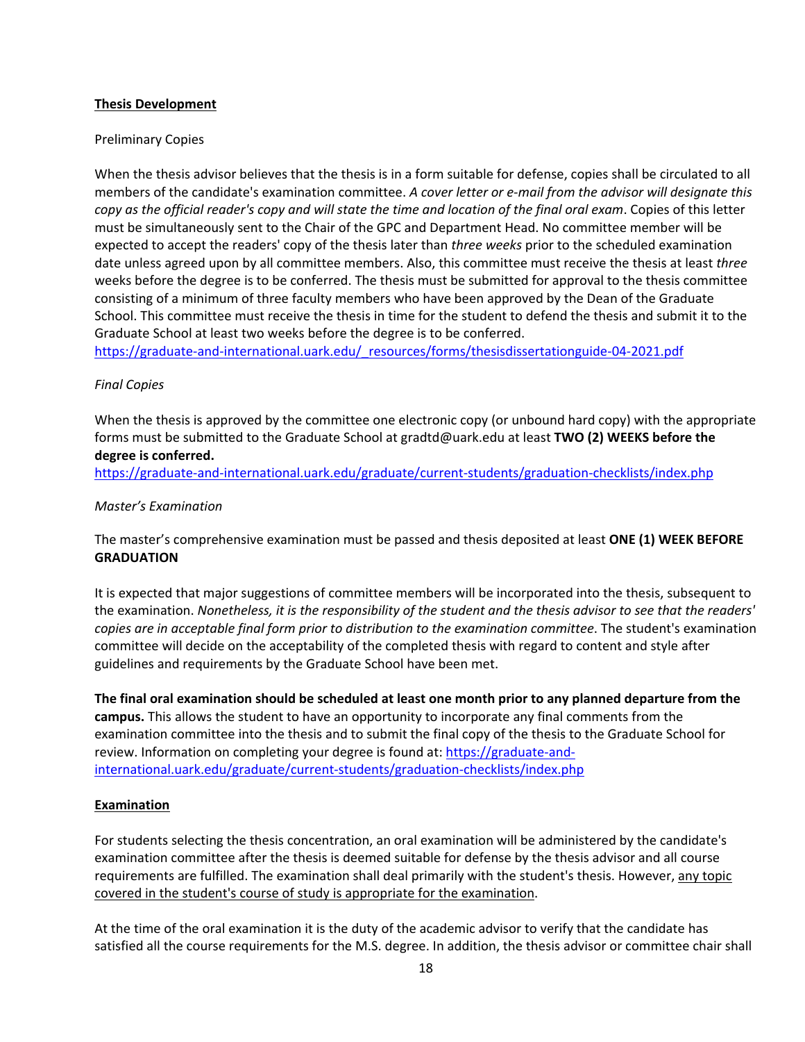## Thesis Development

Preliminary Copies

When the thesis advisor believes that the thesis is in a form suitable for defense, copies shall be circulated to all members of the candidate's examination committee. *A cover letter or e-mail from the advisor will designate this copy as the official reader's copy and will state the time and location of the final oral exam*. Copies of this letter must be simultaneously sent to the Chair of the GPC and Department Head. No committee member will be expected to accept the readers' copy of the thesis later than *three weeks* prior to the scheduled examination date unless agreed upon by all committee members. Also, this committee must receive the thesis at least *three* weeks before the degree is to be conferred. The thesis must be submitted for approval to the thesis committee consisting of a minimum of three faculty members who have been approved by the Dean of the Graduate School. This committee must receive the thesis in time for the student to defend the thesis and submit it to the Graduate School at least two weeks before the degree is to be conferred.
https://graduate-and-international.uark.edu/_resources/forms/thesisdissertationguide-04-2021.pdf

*Final Copies*

When the thesis is approved by the committee one electronic copy (or unbound hard copy) with the appropriate forms must be submitted to the Graduate School at gradtd@uark.edu at least **TWO (2) WEEKS before the degree is conferred.**
https://graduate-and-international.uark.edu/graduate/current-students/graduation-checklists/index.php

*Master's Examination*

The master's comprehensive examination must be passed and thesis deposited at least **ONE (1) WEEK BEFORE GRADUATION**

It is expected that major suggestions of committee members will be incorporated into the thesis, subsequent to the examination. *Nonetheless, it is the responsibility of the student and the thesis advisor to see that the readers' copies are in acceptable final form prior to distribution to the examination committee*. The student's examination committee will decide on the acceptability of the completed thesis with regard to content and style after guidelines and requirements by the Graduate School have been met.

**The final oral examination should be scheduled at least one month prior to any planned departure from the campus.** This allows the student to have an opportunity to incorporate any final comments from the examination committee into the thesis and to submit the final copy of the thesis to the Graduate School for review. Information on completing your degree is found at: https://graduate-and-international.uark.edu/graduate/current-students/graduation-checklists/index.php

## Examination

For students selecting the thesis concentration, an oral examination will be administered by the candidate's examination committee after the thesis is deemed suitable for defense by the thesis advisor and all course requirements are fulfilled. The examination shall deal primarily with the student's thesis. However, any topic covered in the student's course of study is appropriate for the examination.

At the time of the oral examination it is the duty of the academic advisor to verify that the candidate has satisfied all the course requirements for the M.S. degree. In addition, the thesis advisor or committee chair shall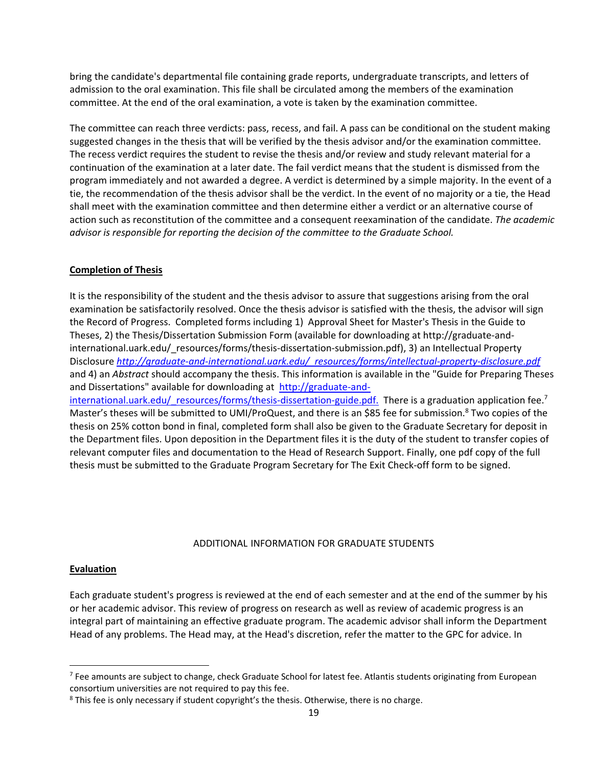bring the candidate's departmental file containing grade reports, undergraduate transcripts, and letters of admission to the oral examination. This file shall be circulated among the members of the examination committee. At the end of the oral examination, a vote is taken by the examination committee.

The committee can reach three verdicts: pass, recess, and fail. A pass can be conditional on the student making suggested changes in the thesis that will be verified by the thesis advisor and/or the examination committee. The recess verdict requires the student to revise the thesis and/or review and study relevant material for a continuation of the examination at a later date. The fail verdict means that the student is dismissed from the program immediately and not awarded a degree. A verdict is determined by a simple majority. In the event of a tie, the recommendation of the thesis advisor shall be the verdict. In the event of no majority or a tie, the Head shall meet with the examination committee and then determine either a verdict or an alternative course of action such as reconstitution of the committee and a consequent reexamination of the candidate. *The academic advisor is responsible for reporting the decision of the committee to the Graduate School.*

**Completion of Thesis**

It is the responsibility of the student and the thesis advisor to assure that suggestions arising from the oral examination be satisfactorily resolved. Once the thesis advisor is satisfied with the thesis, the advisor will sign the Record of Progress. Completed forms including 1) Approval Sheet for Master's Thesis in the Guide to Theses, 2) the Thesis/Dissertation Submission Form (available for downloading at http://graduate-and-international.uark.edu/_resources/forms/thesis-dissertation-submission.pdf), 3) an Intellectual Property Disclosure *http://graduate-and-international.uark.edu/_resources/forms/intellectual-property-disclosure.pdf* and 4) an *Abstract* should accompany the thesis. This information is available in the "Guide for Preparing Theses and Dissertations" available for downloading at http://graduate-and-international.uark.edu/_resources/forms/thesis-dissertation-guide.pdf. There is a graduation application fee.[7] Master's theses will be submitted to UMI/ProQuest, and there is an $85 fee for submission.[8] Two copies of the thesis on 25% cotton bond in final, completed form shall also be given to the Graduate Secretary for deposit in the Department files. Upon deposition in the Department files it is the duty of the student to transfer copies of relevant computer files and documentation to the Head of Research Support. Finally, one pdf copy of the full thesis must be submitted to the Graduate Program Secretary for The Exit Check-off form to be signed.

## ADDITIONAL INFORMATION FOR GRADUATE STUDENTS

**Evaluation**

Each graduate student's progress is reviewed at the end of each semester and at the end of the summer by his or her academic advisor. This review of progress on research as well as review of academic progress is an integral part of maintaining an effective graduate program. The academic advisor shall inform the Department Head of any problems. The Head may, at the Head's discretion, refer the matter to the GPC for advice. In

---

[7] Fee amounts are subject to change, check Graduate School for latest fee. Atlantis students originating from European consortium universities are not required to pay this fee.

[8] This fee is only necessary if student copyright's the thesis. Otherwise, there is no charge.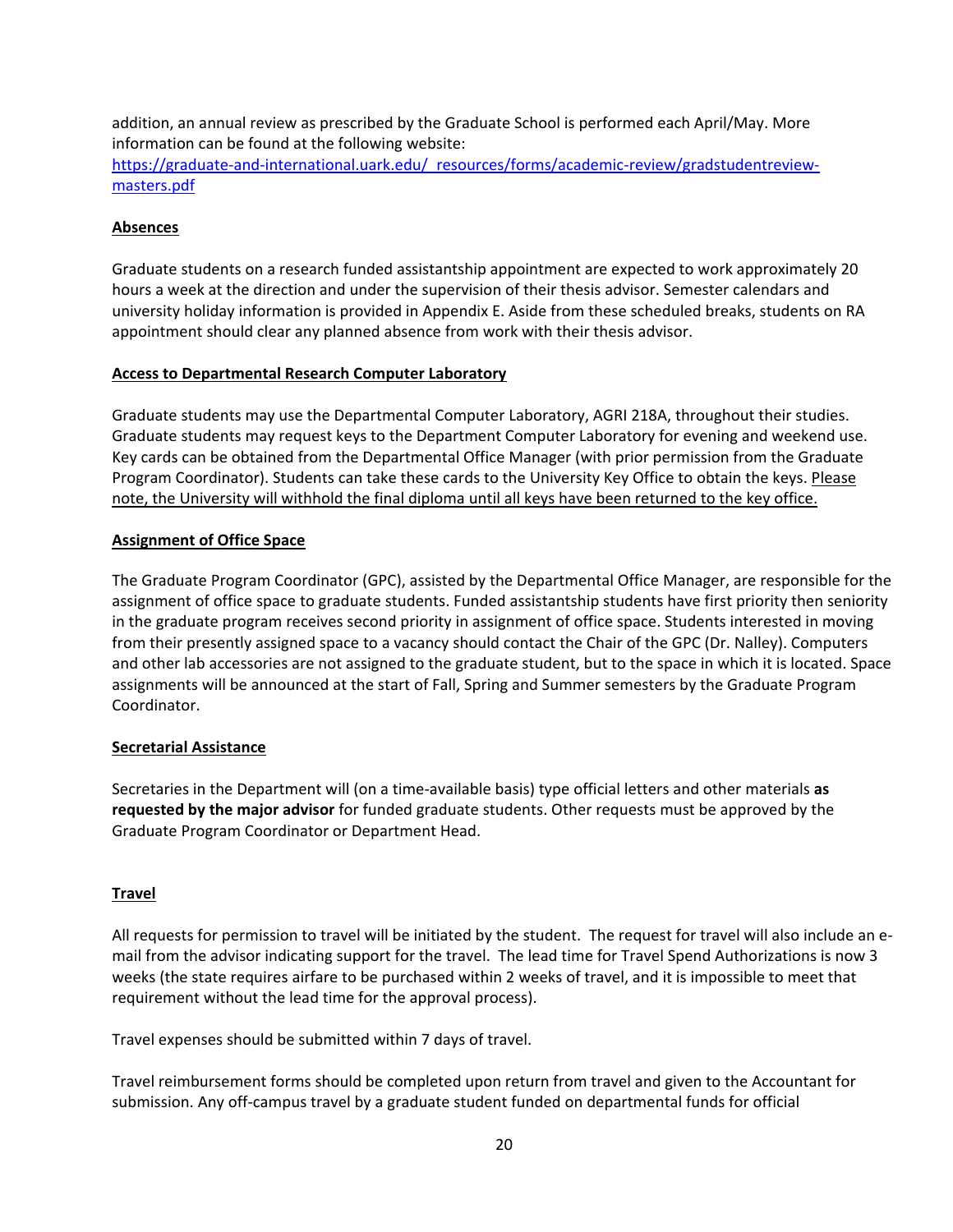addition, an annual review as prescribed by the Graduate School is performed each April/May. More information can be found at the following website: [https://graduate-and-international.uark.edu/_resources/forms/academic-review/gradstudentreview-masters.pdf](https://graduate-and-international.uark.edu/_resources/forms/academic-review/gradstudentreview-masters.pdf)

**Absences**

Graduate students on a research funded assistantship appointment are expected to work approximately 20 hours a week at the direction and under the supervision of their thesis advisor. Semester calendars and university holiday information is provided in Appendix E. Aside from these scheduled breaks, students on RA appointment should clear any planned absence from work with their thesis advisor.

**Access to Departmental Research Computer Laboratory**

Graduate students may use the Departmental Computer Laboratory, AGRI 218A, throughout their studies. Graduate students may request keys to the Department Computer Laboratory for evening and weekend use. Key cards can be obtained from the Departmental Office Manager (with prior permission from the Graduate Program Coordinator). Students can take these cards to the University Key Office to obtain the keys. Please note, the University will withhold the final diploma until all keys have been returned to the key office.

**Assignment of Office Space**

The Graduate Program Coordinator (GPC), assisted by the Departmental Office Manager, are responsible for the assignment of office space to graduate students. Funded assistantship students have first priority then seniority in the graduate program receives second priority in assignment of office space. Students interested in moving from their presently assigned space to a vacancy should contact the Chair of the GPC (Dr. Nalley). Computers and other lab accessories are not assigned to the graduate student, but to the space in which it is located. Space assignments will be announced at the start of Fall, Spring and Summer semesters by the Graduate Program Coordinator.

**Secretarial Assistance**

Secretaries in the Department will (on a time-available basis) type official letters and other materials **as requested by the major advisor** for funded graduate students. Other requests must be approved by the Graduate Program Coordinator or Department Head.

**Travel**

All requests for permission to travel will be initiated by the student. The request for travel will also include an e-mail from the advisor indicating support for the travel. The lead time for Travel Spend Authorizations is now 3 weeks (the state requires airfare to be purchased within 2 weeks of travel, and it is impossible to meet that requirement without the lead time for the approval process).

Travel expenses should be submitted within 7 days of travel.

Travel reimbursement forms should be completed upon return from travel and given to the Accountant for submission. Any off-campus travel by a graduate student funded on departmental funds for official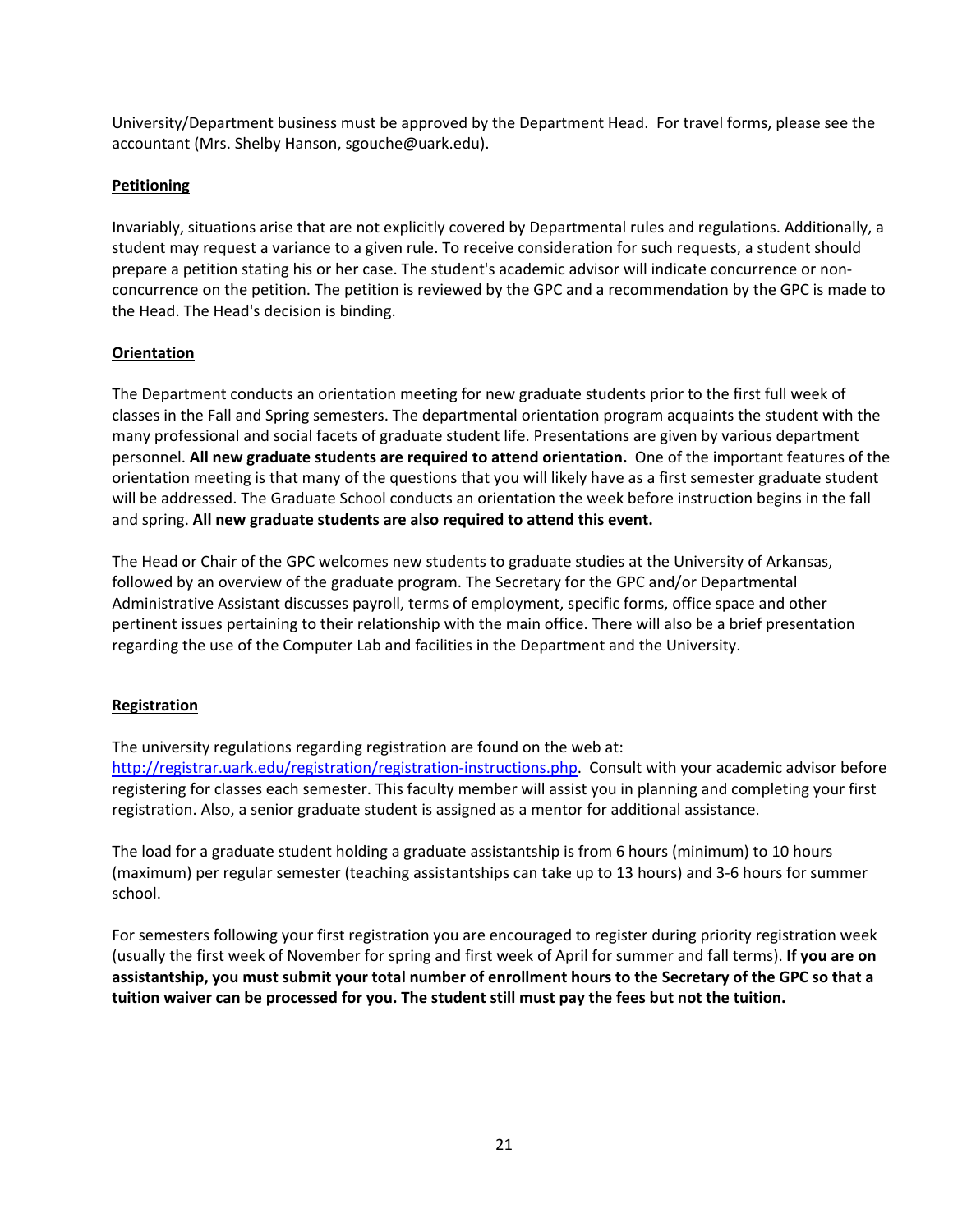University/Department business must be approved by the Department Head. For travel forms, please see the accountant (Mrs. Shelby Hanson, sgouche@uark.edu).

## Petitioning

Invariably, situations arise that are not explicitly covered by Departmental rules and regulations. Additionally, a student may request a variance to a given rule. To receive consideration for such requests, a student should prepare a petition stating his or her case. The student's academic advisor will indicate concurrence or non-concurrence on the petition. The petition is reviewed by the GPC and a recommendation by the GPC is made to the Head. The Head's decision is binding.

## Orientation

The Department conducts an orientation meeting for new graduate students prior to the first full week of classes in the Fall and Spring semesters. The departmental orientation program acquaints the student with the many professional and social facets of graduate student life. Presentations are given by various department personnel. **All new graduate students are required to attend orientation.** One of the important features of the orientation meeting is that many of the questions that you will likely have as a first semester graduate student will be addressed. The Graduate School conducts an orientation the week before instruction begins in the fall and spring. **All new graduate students are also required to attend this event.**

The Head or Chair of the GPC welcomes new students to graduate studies at the University of Arkansas, followed by an overview of the graduate program. The Secretary for the GPC and/or Departmental Administrative Assistant discusses payroll, terms of employment, specific forms, office space and other pertinent issues pertaining to their relationship with the main office. There will also be a brief presentation regarding the use of the Computer Lab and facilities in the Department and the University.

## Registration

The university regulations regarding registration are found on the web at: [http://registrar.uark.edu/registration/registration-instructions.php](http://registrar.uark.edu/registration/registration-instructions.php). Consult with your academic advisor before registering for classes each semester. This faculty member will assist you in planning and completing your first registration. Also, a senior graduate student is assigned as a mentor for additional assistance.

The load for a graduate student holding a graduate assistantship is from 6 hours (minimum) to 10 hours (maximum) per regular semester (teaching assistantships can take up to 13 hours) and 3-6 hours for summer school.

For semesters following your first registration you are encouraged to register during priority registration week (usually the first week of November for spring and first week of April for summer and fall terms). **If you are on assistantship, you must submit your total number of enrollment hours to the Secretary of the GPC so that a tuition waiver can be processed for you. The student still must pay the fees but not the tuition.**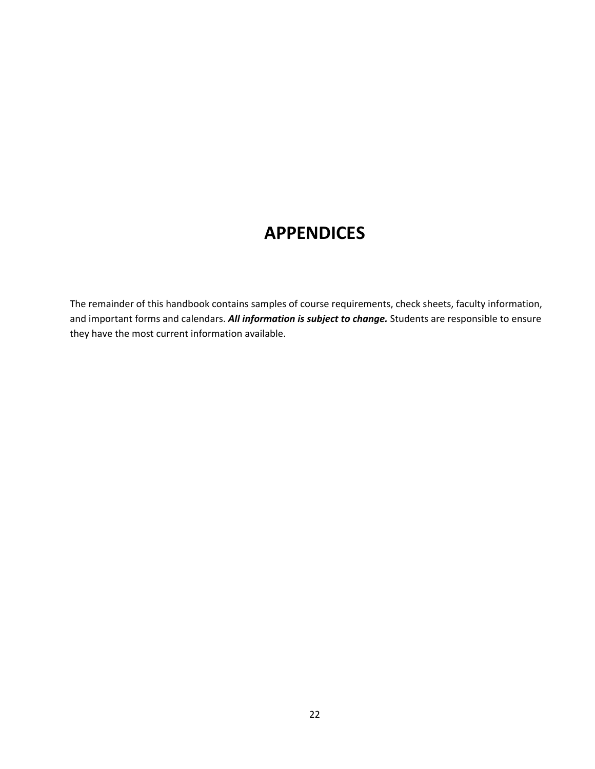# APPENDICES

The remainder of this handbook contains samples of course requirements, check sheets, faculty information, and important forms and calendars. ***All information is subject to change.*** Students are responsible to ensure they have the most current information available.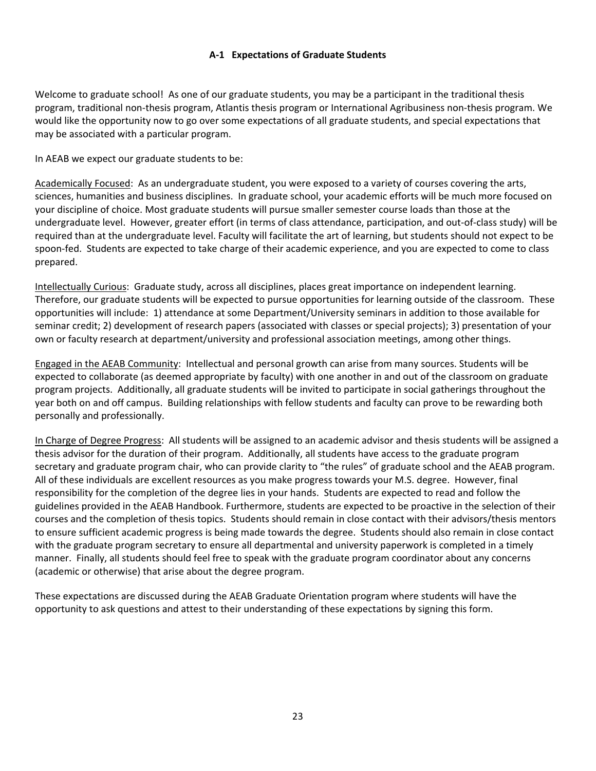### A-1 Expectations of Graduate Students

Welcome to graduate school! As one of our graduate students, you may be a participant in the traditional thesis program, traditional non-thesis program, Atlantis thesis program or International Agribusiness non-thesis program. We would like the opportunity now to go over some expectations of all graduate students, and special expectations that may be associated with a particular program.

In AEAB we expect our graduate students to be:

Academically Focused: As an undergraduate student, you were exposed to a variety of courses covering the arts, sciences, humanities and business disciplines. In graduate school, your academic efforts will be much more focused on your discipline of choice. Most graduate students will pursue smaller semester course loads than those at the undergraduate level. However, greater effort (in terms of class attendance, participation, and out-of-class study) will be required than at the undergraduate level. Faculty will facilitate the art of learning, but students should not expect to be spoon-fed. Students are expected to take charge of their academic experience, and you are expected to come to class prepared.

Intellectually Curious: Graduate study, across all disciplines, places great importance on independent learning. Therefore, our graduate students will be expected to pursue opportunities for learning outside of the classroom. These opportunities will include: 1) attendance at some Department/University seminars in addition to those available for seminar credit; 2) development of research papers (associated with classes or special projects); 3) presentation of your own or faculty research at department/university and professional association meetings, among other things.

Engaged in the AEAB Community: Intellectual and personal growth can arise from many sources. Students will be expected to collaborate (as deemed appropriate by faculty) with one another in and out of the classroom on graduate program projects. Additionally, all graduate students will be invited to participate in social gatherings throughout the year both on and off campus. Building relationships with fellow students and faculty can prove to be rewarding both personally and professionally.

In Charge of Degree Progress: All students will be assigned to an academic advisor and thesis students will be assigned a thesis advisor for the duration of their program. Additionally, all students have access to the graduate program secretary and graduate program chair, who can provide clarity to "the rules" of graduate school and the AEAB program. All of these individuals are excellent resources as you make progress towards your M.S. degree. However, final responsibility for the completion of the degree lies in your hands. Students are expected to read and follow the guidelines provided in the AEAB Handbook. Furthermore, students are expected to be proactive in the selection of their courses and the completion of thesis topics. Students should remain in close contact with their advisors/thesis mentors to ensure sufficient academic progress is being made towards the degree. Students should also remain in close contact with the graduate program secretary to ensure all departmental and university paperwork is completed in a timely manner. Finally, all students should feel free to speak with the graduate program coordinator about any concerns (academic or otherwise) that arise about the degree program.

These expectations are discussed during the AEAB Graduate Orientation program where students will have the opportunity to ask questions and attest to their understanding of these expectations by signing this form.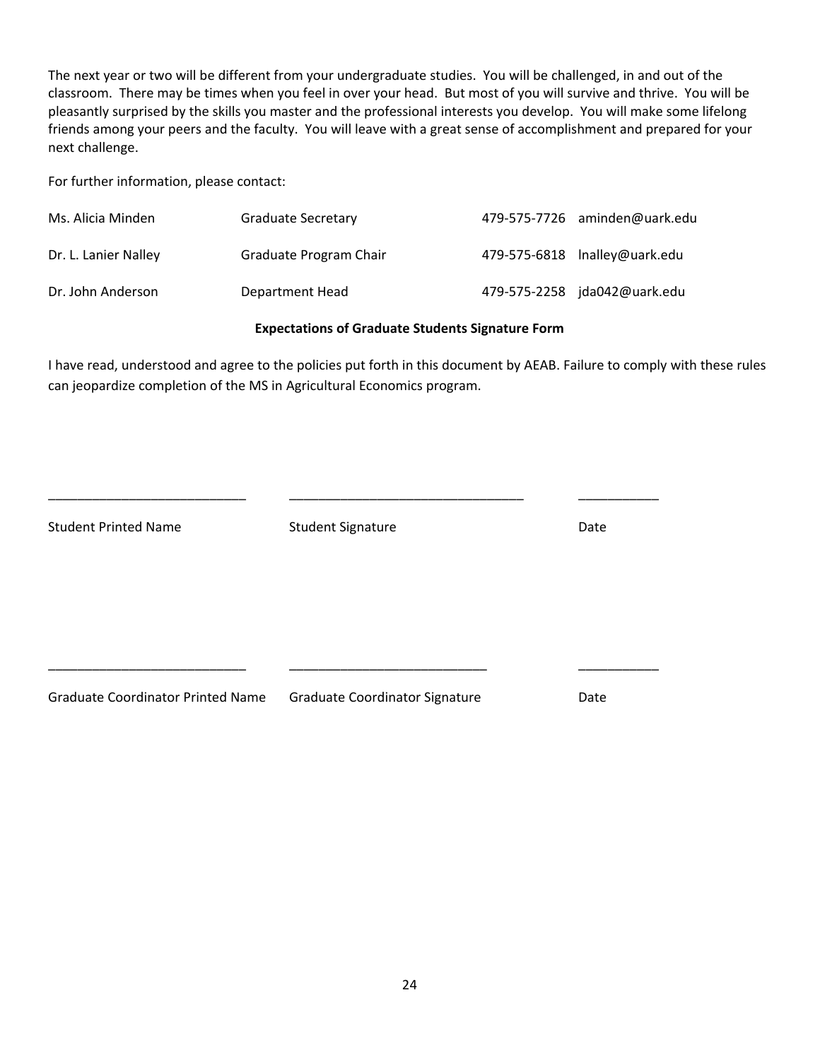The next year or two will be different from your undergraduate studies. You will be challenged, in and out of the classroom. There may be times when you feel in over your head. But most of you will survive and thrive. You will be pleasantly surprised by the skills you master and the professional interests you develop. You will make some lifelong friends among your peers and the faculty. You will leave with a great sense of accomplishment and prepared for your next challenge.

For further information, please contact:

| | | | |
|---|---|---|---|
| Ms. Alicia Minden | Graduate Secretary | 479-575-7726 | aminden@uark.edu |
| Dr. L. Lanier Nalley | Graduate Program Chair | 479-575-6818 | lnalley@uark.edu |
| Dr. John Anderson | Department Head | 479-575-2258 | jda042@uark.edu |

**Expectations of Graduate Students Signature Form**

I have read, understood and agree to the policies put forth in this document by AEAB. Failure to comply with these rules can jeopardize completion of the MS in Agricultural Economics program.

___________________________ ________________________________ ___________

Student Printed Name Student Signature Date

___________________________ __________________________ ___________

Graduate Coordinator Printed Name Graduate Coordinator Signature Date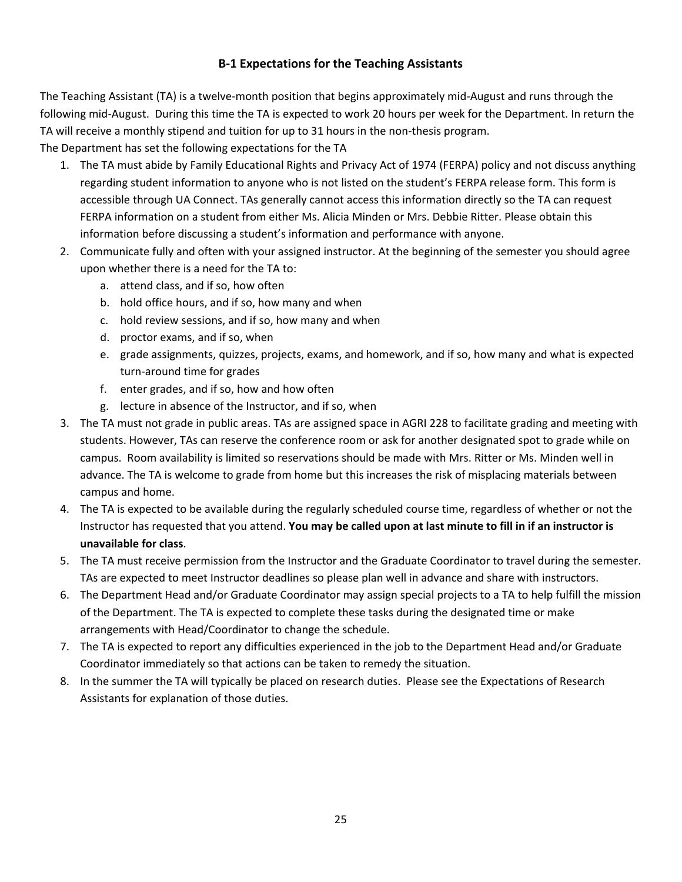## B-1 Expectations for the Teaching Assistants

The Teaching Assistant (TA) is a twelve-month position that begins approximately mid-August and runs through the following mid-August. During this time the TA is expected to work 20 hours per week for the Department. In return the TA will receive a monthly stipend and tuition for up to 31 hours in the non-thesis program.

The Department has set the following expectations for the TA

1. The TA must abide by Family Educational Rights and Privacy Act of 1974 (FERPA) policy and not discuss anything regarding student information to anyone who is not listed on the student's FERPA release form. This form is accessible through UA Connect. TAs generally cannot access this information directly so the TA can request FERPA information on a student from either Ms. Alicia Minden or Mrs. Debbie Ritter. Please obtain this information before discussing a student's information and performance with anyone.
2. Communicate fully and often with your assigned instructor. At the beginning of the semester you should agree upon whether there is a need for the TA to:
   a. attend class, and if so, how often
   b. hold office hours, and if so, how many and when
   c. hold review sessions, and if so, how many and when
   d. proctor exams, and if so, when
   e. grade assignments, quizzes, projects, exams, and homework, and if so, how many and what is expected turn-around time for grades
   f. enter grades, and if so, how and how often
   g. lecture in absence of the Instructor, and if so, when
3. The TA must not grade in public areas. TAs are assigned space in AGRI 228 to facilitate grading and meeting with students. However, TAs can reserve the conference room or ask for another designated spot to grade while on campus. Room availability is limited so reservations should be made with Mrs. Ritter or Ms. Minden well in advance. The TA is welcome to grade from home but this increases the risk of misplacing materials between campus and home.
4. The TA is expected to be available during the regularly scheduled course time, regardless of whether or not the Instructor has requested that you attend. **You may be called upon at last minute to fill in if an instructor is unavailable for class**.
5. The TA must receive permission from the Instructor and the Graduate Coordinator to travel during the semester. TAs are expected to meet Instructor deadlines so please plan well in advance and share with instructors.
6. The Department Head and/or Graduate Coordinator may assign special projects to a TA to help fulfill the mission of the Department. The TA is expected to complete these tasks during the designated time or make arrangements with Head/Coordinator to change the schedule.
7. The TA is expected to report any difficulties experienced in the job to the Department Head and/or Graduate Coordinator immediately so that actions can be taken to remedy the situation.
8. In the summer the TA will typically be placed on research duties. Please see the Expectations of Research Assistants for explanation of those duties.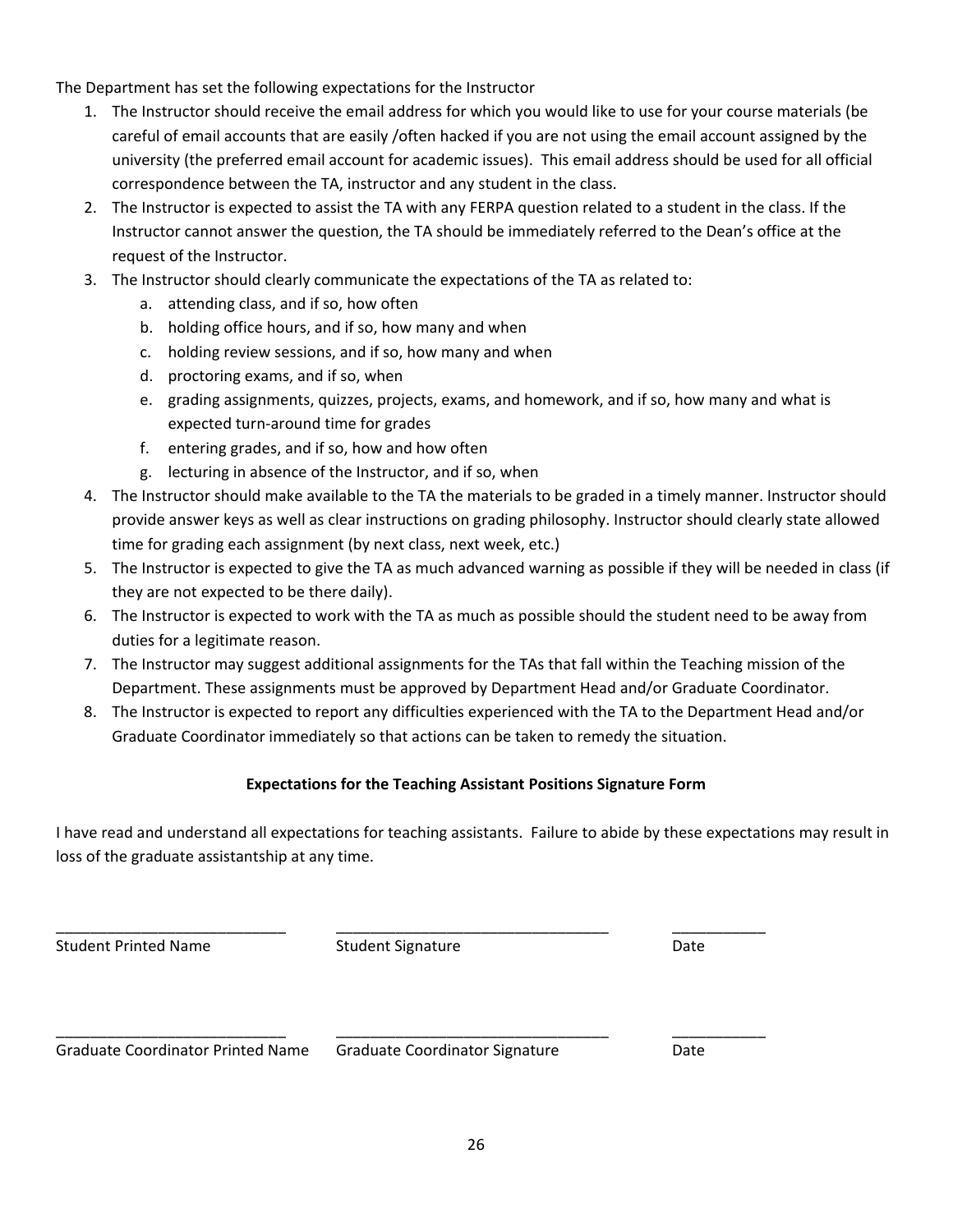The Department has set the following expectations for the Instructor

1. The Instructor should receive the email address for which you would like to use for your course materials (be careful of email accounts that are easily /often hacked if you are not using the email account assigned by the university (the preferred email account for academic issues). This email address should be used for all official correspondence between the TA, instructor and any student in the class.
2. The Instructor is expected to assist the TA with any FERPA question related to a student in the class. If the Instructor cannot answer the question, the TA should be immediately referred to the Dean's office at the request of the Instructor.
3. The Instructor should clearly communicate the expectations of the TA as related to:
    a. attending class, and if so, how often
    b. holding office hours, and if so, how many and when
    c. holding review sessions, and if so, how many and when
    d. proctoring exams, and if so, when
    e. grading assignments, quizzes, projects, exams, and homework, and if so, how many and what is expected turn-around time for grades
    f. entering grades, and if so, how and how often
    g. lecturing in absence of the Instructor, and if so, when
4. The Instructor should make available to the TA the materials to be graded in a timely manner. Instructor should provide answer keys as well as clear instructions on grading philosophy. Instructor should clearly state allowed time for grading each assignment (by next class, next week, etc.)
5. The Instructor is expected to give the TA as much advanced warning as possible if they will be needed in class (if they are not expected to be there daily).
6. The Instructor is expected to work with the TA as much as possible should the student need to be away from duties for a legitimate reason.
7. The Instructor may suggest additional assignments for the TAs that fall within the Teaching mission of the Department. These assignments must be approved by Department Head and/or Graduate Coordinator.
8. The Instructor is expected to report any difficulties experienced with the TA to the Department Head and/or Graduate Coordinator immediately so that actions can be taken to remedy the situation.

**Expectations for the Teaching Assistant Positions Signature Form**

I have read and understand all expectations for teaching assistants. Failure to abide by these expectations may result in loss of the graduate assistantship at any time.

___________________________ ________________________________ ___________
Student Printed Name Student Signature Date

___________________________ ________________________________ ___________
Graduate Coordinator Printed Name Graduate Coordinator Signature Date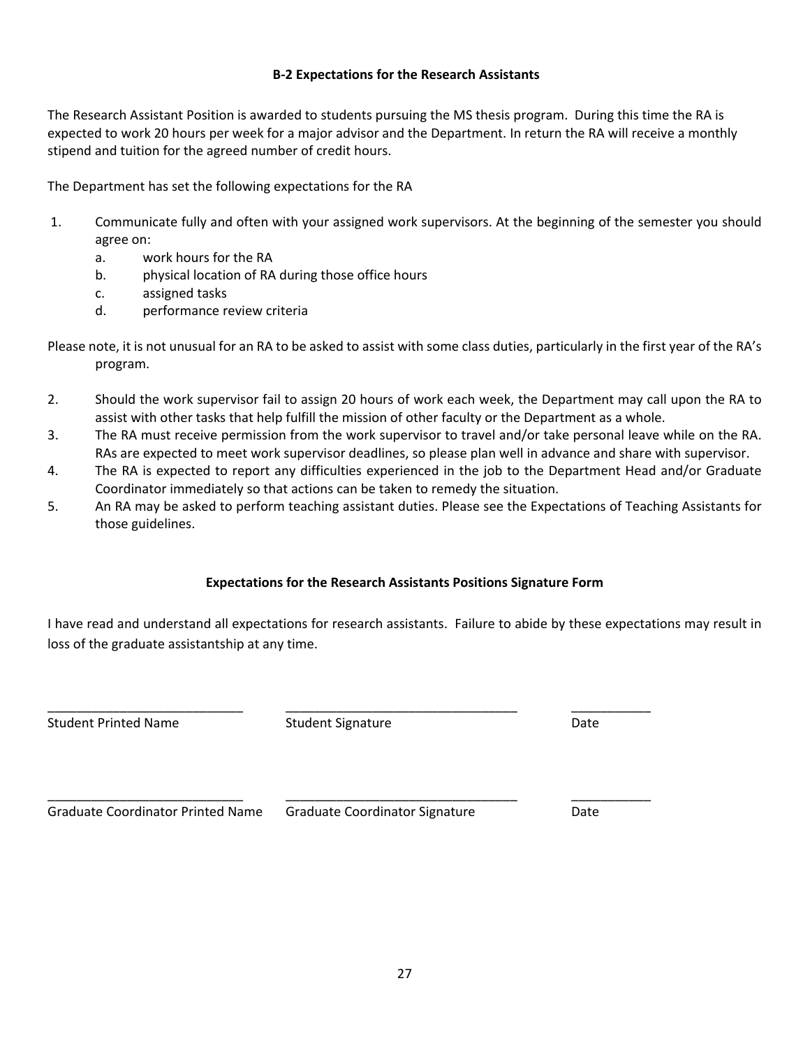### B-2 Expectations for the Research Assistants

The Research Assistant Position is awarded to students pursuing the MS thesis program. During this time the RA is expected to work 20 hours per week for a major advisor and the Department. In return the RA will receive a monthly stipend and tuition for the agreed number of credit hours.

The Department has set the following expectations for the RA

1. Communicate fully and often with your assigned work supervisors. At the beginning of the semester you should agree on:
   a. work hours for the RA
   b. physical location of RA during those office hours
   c. assigned tasks
   d. performance review criteria

   Please note, it is not unusual for an RA to be asked to assist with some class duties, particularly in the first year of the RA's program.

2. Should the work supervisor fail to assign 20 hours of work each week, the Department may call upon the RA to assist with other tasks that help fulfill the mission of other faculty or the Department as a whole.
3. The RA must receive permission from the work supervisor to travel and/or take personal leave while on the RA. RAs are expected to meet work supervisor deadlines, so please plan well in advance and share with supervisor.
4. The RA is expected to report any difficulties experienced in the job to the Department Head and/or Graduate Coordinator immediately so that actions can be taken to remedy the situation.
5. An RA may be asked to perform teaching assistant duties. Please see the Expectations of Teaching Assistants for those guidelines.

### Expectations for the Research Assistants Positions Signature Form

I have read and understand all expectations for research assistants. Failure to abide by these expectations may result in loss of the graduate assistantship at any time.

| ___________________________ | ________________________________ | ___________ |
|---|---|---|
| Student Printed Name | Student Signature | Date |

| ___________________________ | ________________________________ | ___________ |
|---|---|---|
| Graduate Coordinator Printed Name | Graduate Coordinator Signature | Date |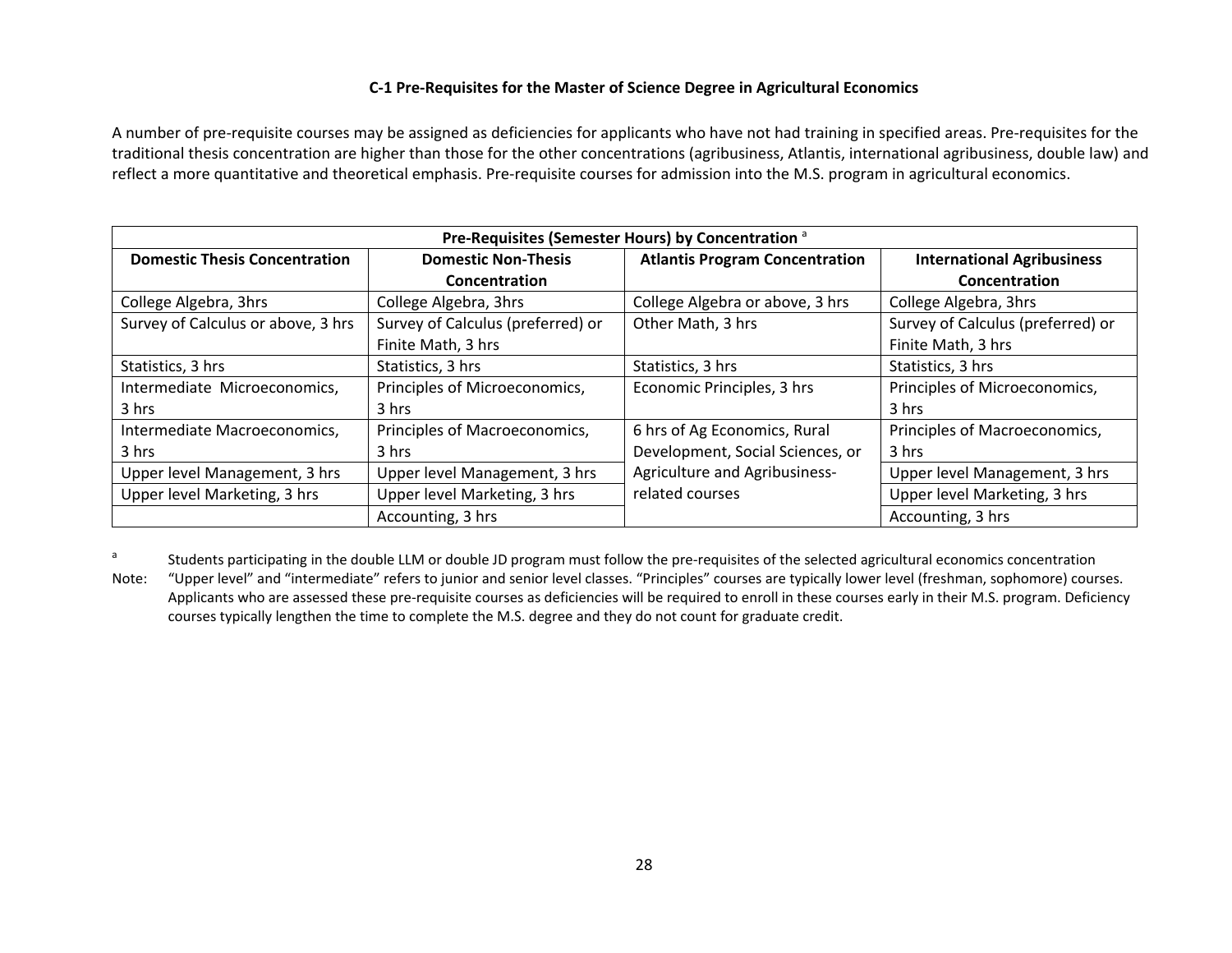### C-1 Pre-Requisites for the Master of Science Degree in Agricultural Economics

A number of pre-requisite courses may be assigned as deficiencies for applicants who have not had training in specified areas. Pre-requisites for the traditional thesis concentration are higher than those for the other concentrations (agribusiness, Atlantis, international agribusiness, double law) and reflect a more quantitative and theoretical emphasis. Pre-requisite courses for admission into the M.S. program in agricultural economics.

| Pre-Requisites (Semester Hours) by Concentration [a] | | | |
|---|---|---|---|
| **Domestic Thesis Concentration** | **Domestic Non-Thesis Concentration** | **Atlantis Program Concentration** | **International Agribusiness Concentration** |
| College Algebra, 3hrs | College Algebra, 3hrs | College Algebra or above, 3 hrs | College Algebra, 3hrs |
| Survey of Calculus or above, 3 hrs | Survey of Calculus (preferred) or Finite Math, 3 hrs | Other Math, 3 hrs | Survey of Calculus (preferred) or Finite Math, 3 hrs |
| Statistics, 3 hrs | Statistics, 3 hrs | Statistics, 3 hrs | Statistics, 3 hrs |
| Intermediate Microeconomics, 3 hrs | Principles of Microeconomics, 3 hrs | Economic Principles, 3 hrs | Principles of Microeconomics, 3 hrs |
| Intermediate Macroeconomics, 3 hrs | Principles of Macroeconomics, 3 hrs | 6 hrs of Ag Economics, Rural Development, Social Sciences, or Agriculture and Agribusiness-related courses | Principles of Macroeconomics, 3 hrs |
| Upper level Management, 3 hrs | Upper level Management, 3 hrs | | Upper level Management, 3 hrs |
| Upper level Marketing, 3 hrs | Upper level Marketing, 3 hrs | | Upper level Marketing, 3 hrs |
| | Accounting, 3 hrs | | Accounting, 3 hrs |

[a] Students participating in the double LLM or double JD program must follow the pre-requisites of the selected agricultural economics concentration

Note: "Upper level" and "intermediate" refers to junior and senior level classes. "Principles" courses are typically lower level (freshman, sophomore) courses. Applicants who are assessed these pre-requisite courses as deficiencies will be required to enroll in these courses early in their M.S. program. Deficiency courses typically lengthen the time to complete the M.S. degree and they do not count for graduate credit.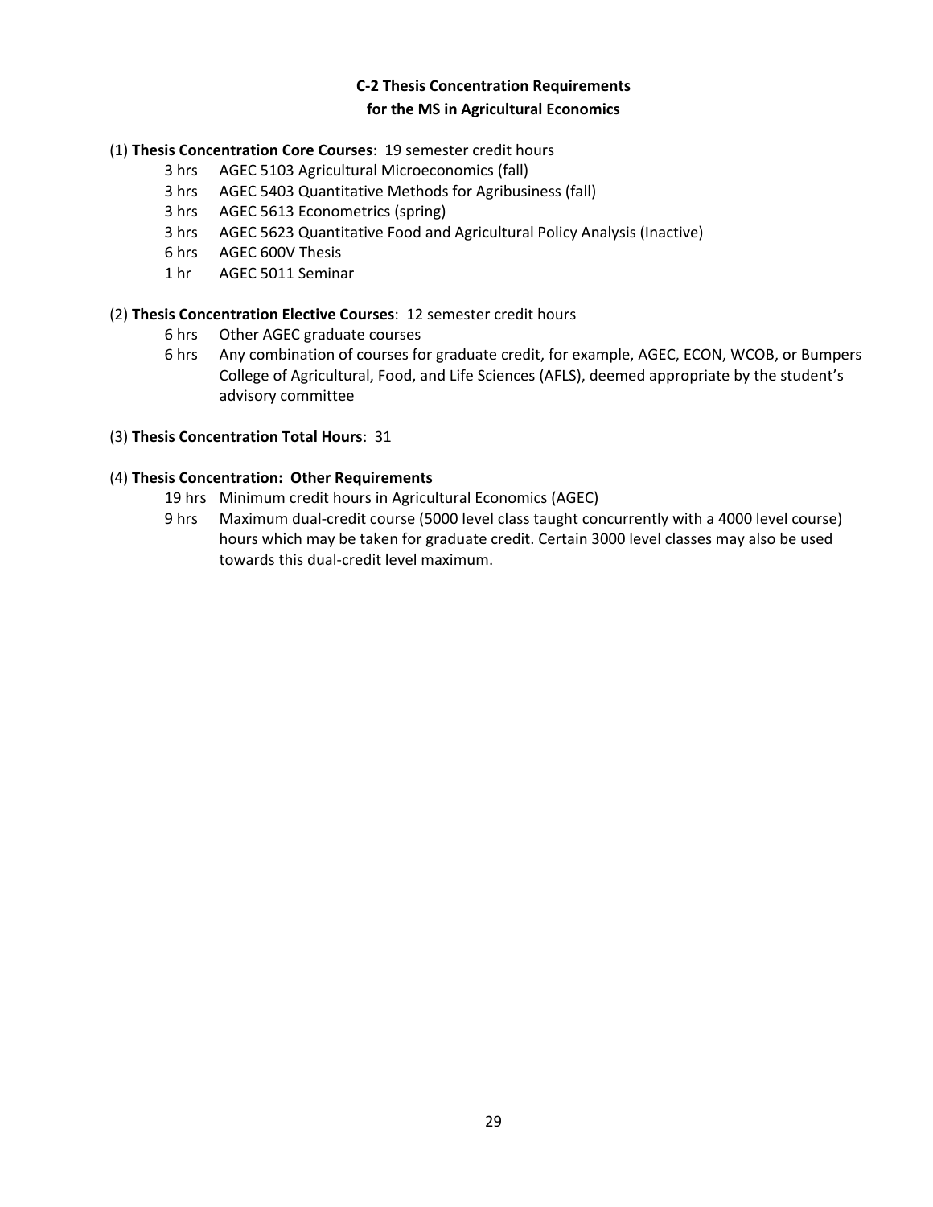## C-2 Thesis Concentration Requirements for the MS in Agricultural Economics

(1) **Thesis Concentration Core Courses**: 19 semester credit hours

- 3 hrs AGEC 5103 Agricultural Microeconomics (fall)
- 3 hrs AGEC 5403 Quantitative Methods for Agribusiness (fall)
- 3 hrs AGEC 5613 Econometrics (spring)
- 3 hrs AGEC 5623 Quantitative Food and Agricultural Policy Analysis (Inactive)
- 6 hrs AGEC 600V Thesis
- 1 hr AGEC 5011 Seminar

(2) **Thesis Concentration Elective Courses**: 12 semester credit hours

- 6 hrs Other AGEC graduate courses
- 6 hrs Any combination of courses for graduate credit, for example, AGEC, ECON, WCOB, or Bumpers College of Agricultural, Food, and Life Sciences (AFLS), deemed appropriate by the student's advisory committee

(3) **Thesis Concentration Total Hours**: 31

(4) **Thesis Concentration: Other Requirements**

- 19 hrs Minimum credit hours in Agricultural Economics (AGEC)
- 9 hrs Maximum dual-credit course (5000 level class taught concurrently with a 4000 level course) hours which may be taken for graduate credit. Certain 3000 level classes may also be used towards this dual-credit level maximum.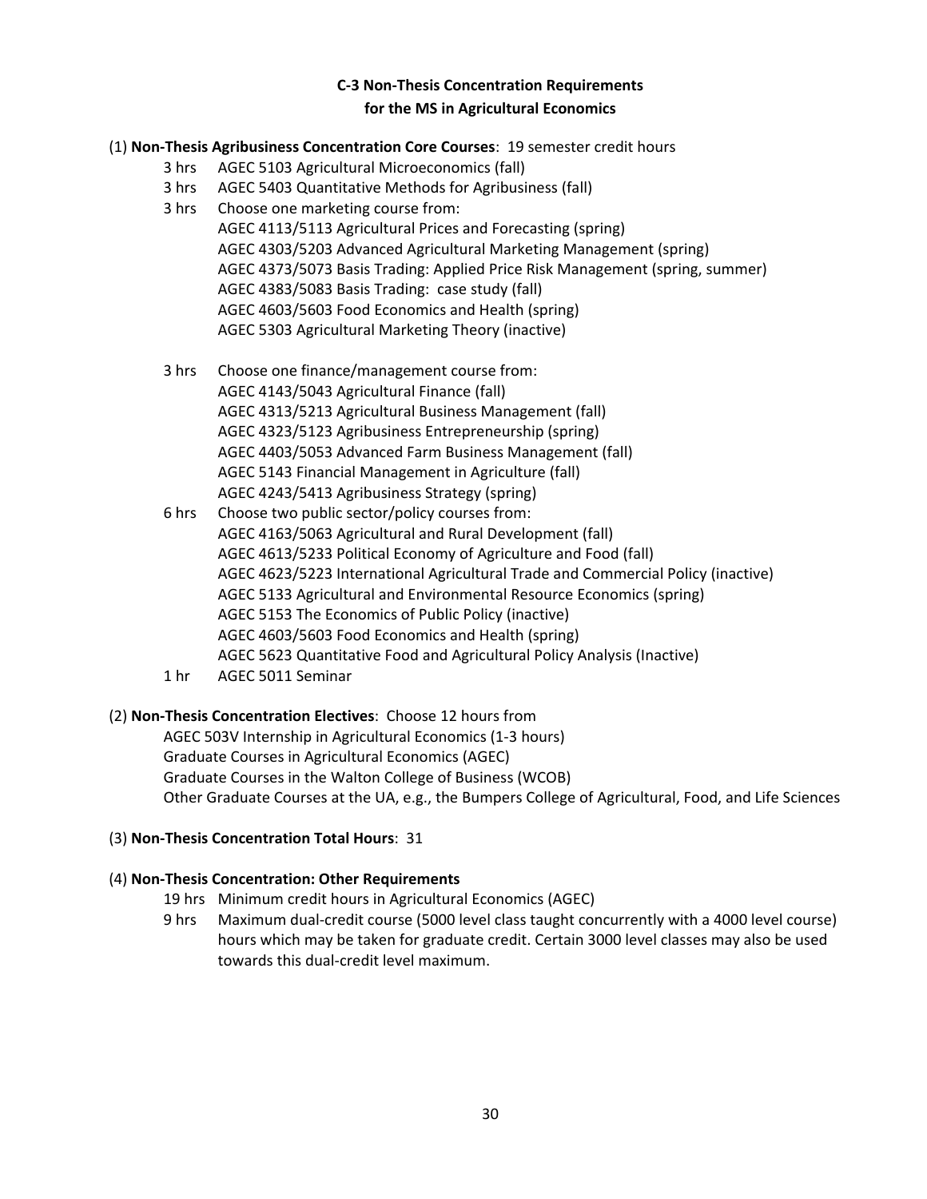**C-3 Non-Thesis Concentration Requirements**
**for the MS in Agricultural Economics**

(1) **Non-Thesis Agribusiness Concentration Core Courses**: 19 semester credit hours

- 3 hrs AGEC 5103 Agricultural Microeconomics (fall)
- 3 hrs AGEC 5403 Quantitative Methods for Agribusiness (fall)
- 3 hrs Choose one marketing course from:
  - AGEC 4113/5113 Agricultural Prices and Forecasting (spring)
  - AGEC 4303/5203 Advanced Agricultural Marketing Management (spring)
  - AGEC 4373/5073 Basis Trading: Applied Price Risk Management (spring, summer)
  - AGEC 4383/5083 Basis Trading: case study (fall)
  - AGEC 4603/5603 Food Economics and Health (spring)
  - AGEC 5303 Agricultural Marketing Theory (inactive)
- 3 hrs Choose one finance/management course from:
  - AGEC 4143/5043 Agricultural Finance (fall)
  - AGEC 4313/5213 Agricultural Business Management (fall)
  - AGEC 4323/5123 Agribusiness Entrepreneurship (spring)
  - AGEC 4403/5053 Advanced Farm Business Management (fall)
  - AGEC 5143 Financial Management in Agriculture (fall)
  - AGEC 4243/5413 Agribusiness Strategy (spring)
- 6 hrs Choose two public sector/policy courses from:
  - AGEC 4163/5063 Agricultural and Rural Development (fall)
  - AGEC 4613/5233 Political Economy of Agriculture and Food (fall)
  - AGEC 4623/5223 International Agricultural Trade and Commercial Policy (inactive)
  - AGEC 5133 Agricultural and Environmental Resource Economics (spring)
  - AGEC 5153 The Economics of Public Policy (inactive)
  - AGEC 4603/5603 Food Economics and Health (spring)
  - AGEC 5623 Quantitative Food and Agricultural Policy Analysis (Inactive)
- 1 hr AGEC 5011 Seminar

(2) **Non-Thesis Concentration Electives**: Choose 12 hours from

- AGEC 503V Internship in Agricultural Economics (1-3 hours)
- Graduate Courses in Agricultural Economics (AGEC)
- Graduate Courses in the Walton College of Business (WCOB)
- Other Graduate Courses at the UA, e.g., the Bumpers College of Agricultural, Food, and Life Sciences

(3) **Non-Thesis Concentration Total Hours**: 31

(4) **Non-Thesis Concentration: Other Requirements**

- 19 hrs Minimum credit hours in Agricultural Economics (AGEC)
- 9 hrs Maximum dual-credit course (5000 level class taught concurrently with a 4000 level course) hours which may be taken for graduate credit. Certain 3000 level classes may also be used towards this dual-credit level maximum.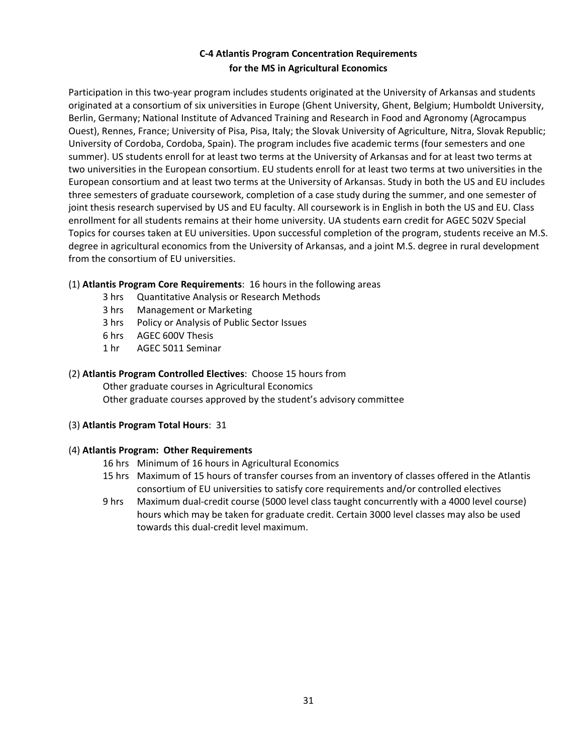## C-4 Atlantis Program Concentration Requirements for the MS in Agricultural Economics

Participation in this two-year program includes students originated at the University of Arkansas and students originated at a consortium of six universities in Europe (Ghent University, Ghent, Belgium; Humboldt University, Berlin, Germany; National Institute of Advanced Training and Research in Food and Agronomy (Agrocampus Ouest), Rennes, France; University of Pisa, Pisa, Italy; the Slovak University of Agriculture, Nitra, Slovak Republic; University of Cordoba, Cordoba, Spain). The program includes five academic terms (four semesters and one summer). US students enroll for at least two terms at the University of Arkansas and for at least two terms at two universities in the European consortium. EU students enroll for at least two terms at two universities in the European consortium and at least two terms at the University of Arkansas. Study in both the US and EU includes three semesters of graduate coursework, completion of a case study during the summer, and one semester of joint thesis research supervised by US and EU faculty. All coursework is in English in both the US and EU. Class enrollment for all students remains at their home university. UA students earn credit for AGEC 502V Special Topics for courses taken at EU universities. Upon successful completion of the program, students receive an M.S. degree in agricultural economics from the University of Arkansas, and a joint M.S. degree in rural development from the consortium of EU universities.

(1) **Atlantis Program Core Requirements**: 16 hours in the following areas

- 3 hrs Quantitative Analysis or Research Methods
- 3 hrs Management or Marketing
- 3 hrs Policy or Analysis of Public Sector Issues
- 6 hrs AGEC 600V Thesis
- 1 hr AGEC 5011 Seminar

(2) **Atlantis Program Controlled Electives**: Choose 15 hours from

- Other graduate courses in Agricultural Economics
- Other graduate courses approved by the student's advisory committee

(3) **Atlantis Program Total Hours**: 31

(4) **Atlantis Program: Other Requirements**

- 16 hrs Minimum of 16 hours in Agricultural Economics
- 15 hrs Maximum of 15 hours of transfer courses from an inventory of classes offered in the Atlantis consortium of EU universities to satisfy core requirements and/or controlled electives
- 9 hrs Maximum dual-credit course (5000 level class taught concurrently with a 4000 level course) hours which may be taken for graduate credit. Certain 3000 level classes may also be used towards this dual-credit level maximum.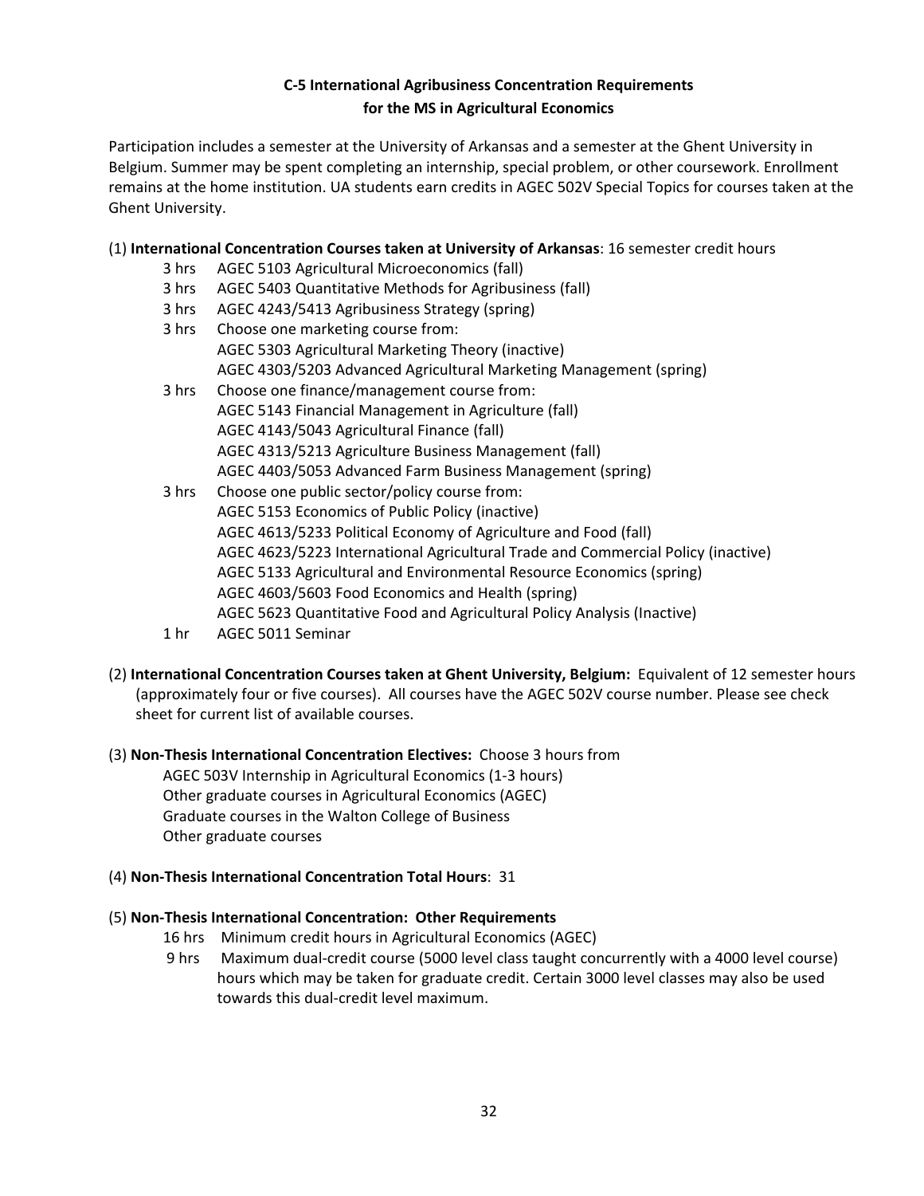## C-5 International Agribusiness Concentration Requirements for the MS in Agricultural Economics

Participation includes a semester at the University of Arkansas and a semester at the Ghent University in Belgium. Summer may be spent completing an internship, special problem, or other coursework. Enrollment remains at the home institution. UA students earn credits in AGEC 502V Special Topics for courses taken at the Ghent University.

(1) **International Concentration Courses taken at University of Arkansas**: 16 semester credit hours

- 3 hrs AGEC 5103 Agricultural Microeconomics (fall)
- 3 hrs AGEC 5403 Quantitative Methods for Agribusiness (fall)
- 3 hrs AGEC 4243/5413 Agribusiness Strategy (spring)
- 3 hrs Choose one marketing course from:
  - AGEC 5303 Agricultural Marketing Theory (inactive)
  - AGEC 4303/5203 Advanced Agricultural Marketing Management (spring)
- 3 hrs Choose one finance/management course from:
  - AGEC 5143 Financial Management in Agriculture (fall)
  - AGEC 4143/5043 Agricultural Finance (fall)
  - AGEC 4313/5213 Agriculture Business Management (fall)
  - AGEC 4403/5053 Advanced Farm Business Management (spring)
- 3 hrs Choose one public sector/policy course from:
  - AGEC 5153 Economics of Public Policy (inactive)
  - AGEC 4613/5233 Political Economy of Agriculture and Food (fall)
  - AGEC 4623/5223 International Agricultural Trade and Commercial Policy (inactive)
  - AGEC 5133 Agricultural and Environmental Resource Economics (spring)
  - AGEC 4603/5603 Food Economics and Health (spring)
  - AGEC 5623 Quantitative Food and Agricultural Policy Analysis (Inactive)
- 1 hr AGEC 5011 Seminar

(2) **International Concentration Courses taken at Ghent University, Belgium:** Equivalent of 12 semester hours (approximately four or five courses). All courses have the AGEC 502V course number. Please see check sheet for current list of available courses.

(3) **Non-Thesis International Concentration Electives:** Choose 3 hours from

- AGEC 503V Internship in Agricultural Economics (1-3 hours)
- Other graduate courses in Agricultural Economics (AGEC)
- Graduate courses in the Walton College of Business
- Other graduate courses

(4) **Non-Thesis International Concentration Total Hours**: 31

(5) **Non-Thesis International Concentration: Other Requirements**

- 16 hrs Minimum credit hours in Agricultural Economics (AGEC)
- 9 hrs Maximum dual-credit course (5000 level class taught concurrently with a 4000 level course) hours which may be taken for graduate credit. Certain 3000 level classes may also be used towards this dual-credit level maximum.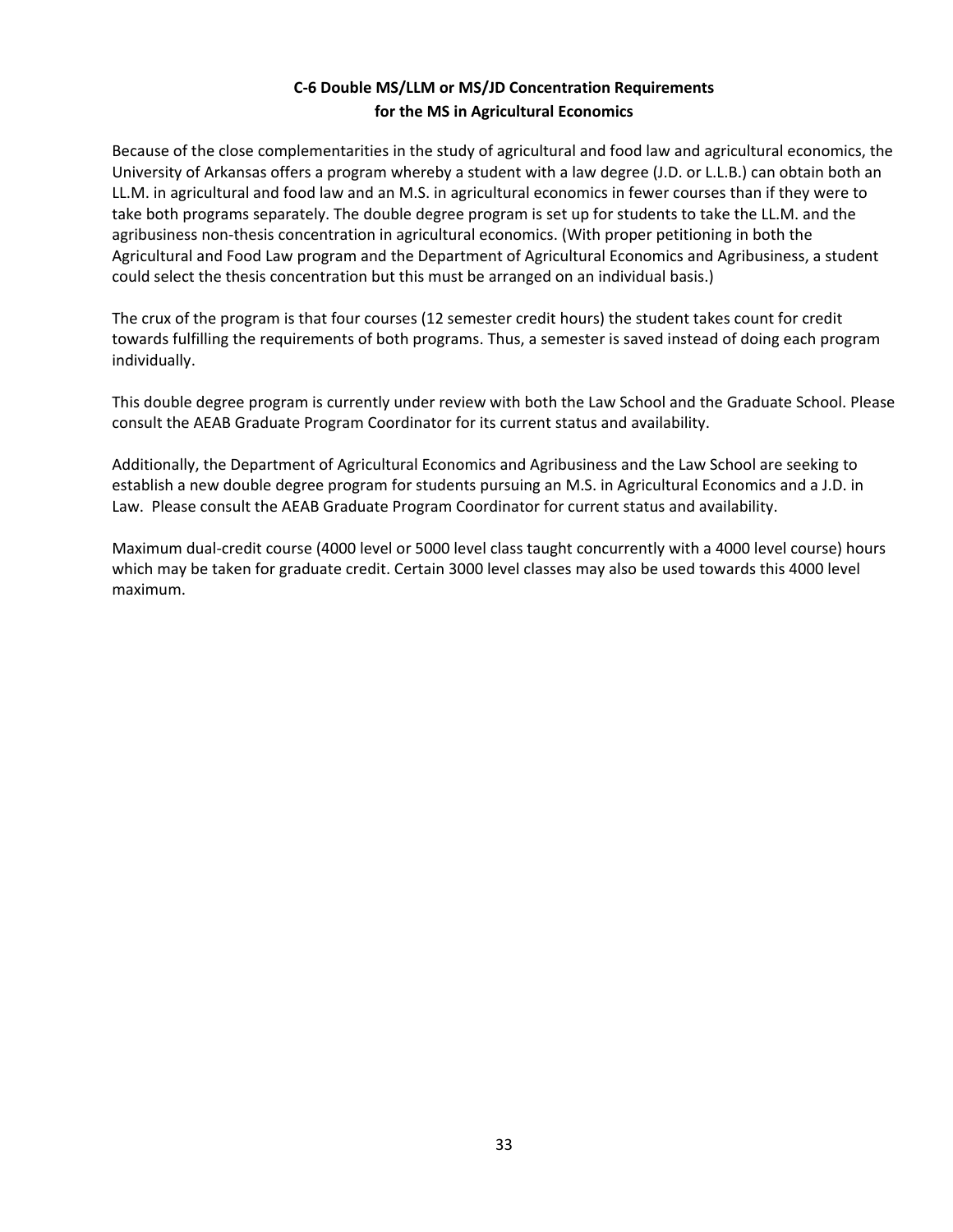## C-6 Double MS/LLM or MS/JD Concentration Requirements for the MS in Agricultural Economics

Because of the close complementarities in the study of agricultural and food law and agricultural economics, the University of Arkansas offers a program whereby a student with a law degree (J.D. or L.L.B.) can obtain both an LL.M. in agricultural and food law and an M.S. in agricultural economics in fewer courses than if they were to take both programs separately. The double degree program is set up for students to take the LL.M. and the agribusiness non-thesis concentration in agricultural economics. (With proper petitioning in both the Agricultural and Food Law program and the Department of Agricultural Economics and Agribusiness, a student could select the thesis concentration but this must be arranged on an individual basis.)

The crux of the program is that four courses (12 semester credit hours) the student takes count for credit towards fulfilling the requirements of both programs. Thus, a semester is saved instead of doing each program individually.

This double degree program is currently under review with both the Law School and the Graduate School. Please consult the AEAB Graduate Program Coordinator for its current status and availability.

Additionally, the Department of Agricultural Economics and Agribusiness and the Law School are seeking to establish a new double degree program for students pursuing an M.S. in Agricultural Economics and a J.D. in Law. Please consult the AEAB Graduate Program Coordinator for current status and availability.

Maximum dual-credit course (4000 level or 5000 level class taught concurrently with a 4000 level course) hours which may be taken for graduate credit. Certain 3000 level classes may also be used towards this 4000 level maximum.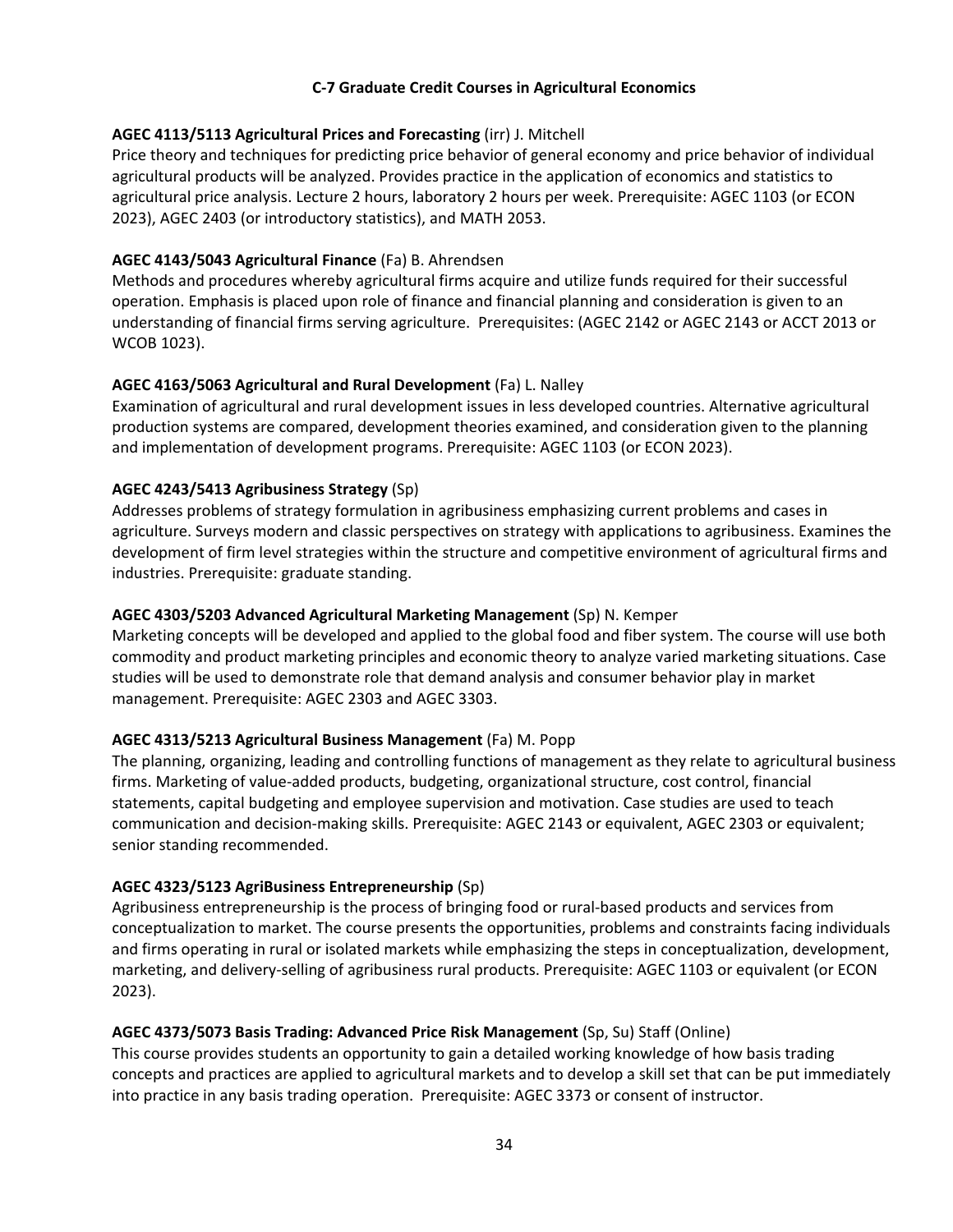## C-7 Graduate Credit Courses in Agricultural Economics

**AGEC 4113/5113 Agricultural Prices and Forecasting** (irr) J. Mitchell
Price theory and techniques for predicting price behavior of general economy and price behavior of individual agricultural products will be analyzed. Provides practice in the application of economics and statistics to agricultural price analysis. Lecture 2 hours, laboratory 2 hours per week. Prerequisite: AGEC 1103 (or ECON 2023), AGEC 2403 (or introductory statistics), and MATH 2053.

**AGEC 4143/5043 Agricultural Finance** (Fa) B. Ahrendsen
Methods and procedures whereby agricultural firms acquire and utilize funds required for their successful operation. Emphasis is placed upon role of finance and financial planning and consideration is given to an understanding of financial firms serving agriculture. Prerequisites: (AGEC 2142 or AGEC 2143 or ACCT 2013 or WCOB 1023).

**AGEC 4163/5063 Agricultural and Rural Development** (Fa) L. Nalley
Examination of agricultural and rural development issues in less developed countries. Alternative agricultural production systems are compared, development theories examined, and consideration given to the planning and implementation of development programs. Prerequisite: AGEC 1103 (or ECON 2023).

**AGEC 4243/5413 Agribusiness Strategy** (Sp)
Addresses problems of strategy formulation in agribusiness emphasizing current problems and cases in agriculture. Surveys modern and classic perspectives on strategy with applications to agribusiness. Examines the development of firm level strategies within the structure and competitive environment of agricultural firms and industries. Prerequisite: graduate standing.

**AGEC 4303/5203 Advanced Agricultural Marketing Management** (Sp) N. Kemper
Marketing concepts will be developed and applied to the global food and fiber system. The course will use both commodity and product marketing principles and economic theory to analyze varied marketing situations. Case studies will be used to demonstrate role that demand analysis and consumer behavior play in market management. Prerequisite: AGEC 2303 and AGEC 3303.

**AGEC 4313/5213 Agricultural Business Management** (Fa) M. Popp
The planning, organizing, leading and controlling functions of management as they relate to agricultural business firms. Marketing of value-added products, budgeting, organizational structure, cost control, financial statements, capital budgeting and employee supervision and motivation. Case studies are used to teach communication and decision-making skills. Prerequisite: AGEC 2143 or equivalent, AGEC 2303 or equivalent; senior standing recommended.

**AGEC 4323/5123 AgriBusiness Entrepreneurship** (Sp)
Agribusiness entrepreneurship is the process of bringing food or rural-based products and services from conceptualization to market. The course presents the opportunities, problems and constraints facing individuals and firms operating in rural or isolated markets while emphasizing the steps in conceptualization, development, marketing, and delivery-selling of agribusiness rural products. Prerequisite: AGEC 1103 or equivalent (or ECON 2023).

**AGEC 4373/5073 Basis Trading: Advanced Price Risk Management** (Sp, Su) Staff (Online)
This course provides students an opportunity to gain a detailed working knowledge of how basis trading concepts and practices are applied to agricultural markets and to develop a skill set that can be put immediately into practice in any basis trading operation. Prerequisite: AGEC 3373 or consent of instructor.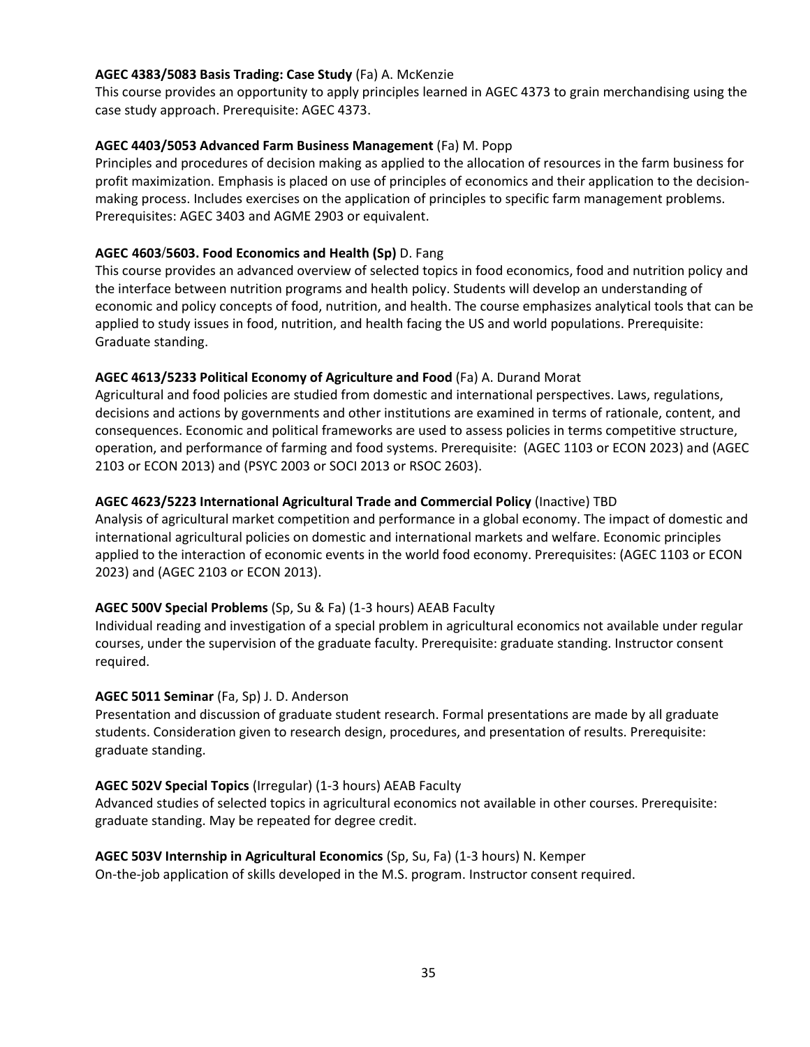**AGEC 4383/5083 Basis Trading: Case Study** (Fa) A. McKenzie
This course provides an opportunity to apply principles learned in AGEC 4373 to grain merchandising using the case study approach. Prerequisite: AGEC 4373.

**AGEC 4403/5053 Advanced Farm Business Management** (Fa) M. Popp
Principles and procedures of decision making as applied to the allocation of resources in the farm business for profit maximization. Emphasis is placed on use of principles of economics and their application to the decision-making process. Includes exercises on the application of principles to specific farm management problems. Prerequisites: AGEC 3403 and AGME 2903 or equivalent.

**AGEC 4603/5603. Food Economics and Health (Sp)** D. Fang
This course provides an advanced overview of selected topics in food economics, food and nutrition policy and the interface between nutrition programs and health policy. Students will develop an understanding of economic and policy concepts of food, nutrition, and health. The course emphasizes analytical tools that can be applied to study issues in food, nutrition, and health facing the US and world populations. Prerequisite: Graduate standing.

**AGEC 4613/5233 Political Economy of Agriculture and Food** (Fa) A. Durand Morat
Agricultural and food policies are studied from domestic and international perspectives. Laws, regulations, decisions and actions by governments and other institutions are examined in terms of rationale, content, and consequences. Economic and political frameworks are used to assess policies in terms competitive structure, operation, and performance of farming and food systems. Prerequisite: (AGEC 1103 or ECON 2023) and (AGEC 2103 or ECON 2013) and (PSYC 2003 or SOCI 2013 or RSOC 2603).

**AGEC 4623/5223 International Agricultural Trade and Commercial Policy** (Inactive) TBD
Analysis of agricultural market competition and performance in a global economy. The impact of domestic and international agricultural policies on domestic and international markets and welfare. Economic principles applied to the interaction of economic events in the world food economy. Prerequisites: (AGEC 1103 or ECON 2023) and (AGEC 2103 or ECON 2013).

**AGEC 500V Special Problems** (Sp, Su & Fa) (1-3 hours) AEAB Faculty
Individual reading and investigation of a special problem in agricultural economics not available under regular courses, under the supervision of the graduate faculty. Prerequisite: graduate standing. Instructor consent required.

**AGEC 5011 Seminar** (Fa, Sp) J. D. Anderson
Presentation and discussion of graduate student research. Formal presentations are made by all graduate students. Consideration given to research design, procedures, and presentation of results. Prerequisite: graduate standing.

**AGEC 502V Special Topics** (Irregular) (1-3 hours) AEAB Faculty
Advanced studies of selected topics in agricultural economics not available in other courses. Prerequisite: graduate standing. May be repeated for degree credit.

**AGEC 503V Internship in Agricultural Economics** (Sp, Su, Fa) (1-3 hours) N. Kemper
On-the-job application of skills developed in the M.S. program. Instructor consent required.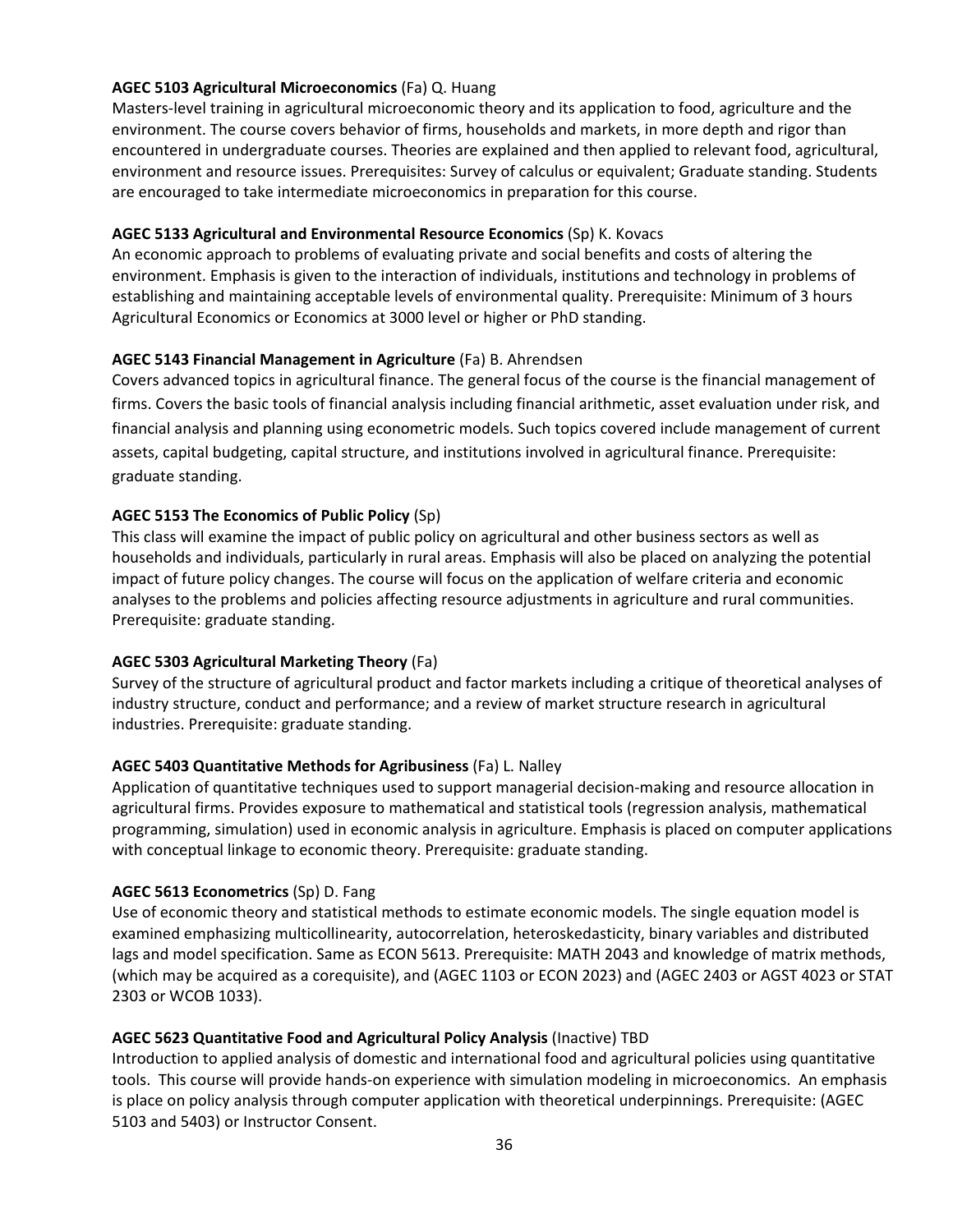**AGEC 5103 Agricultural Microeconomics** (Fa) Q. Huang
Masters-level training in agricultural microeconomic theory and its application to food, agriculture and the environment. The course covers behavior of firms, households and markets, in more depth and rigor than encountered in undergraduate courses. Theories are explained and then applied to relevant food, agricultural, environment and resource issues. Prerequisites: Survey of calculus or equivalent; Graduate standing. Students are encouraged to take intermediate microeconomics in preparation for this course.

**AGEC 5133 Agricultural and Environmental Resource Economics** (Sp) K. Kovacs
An economic approach to problems of evaluating private and social benefits and costs of altering the environment. Emphasis is given to the interaction of individuals, institutions and technology in problems of establishing and maintaining acceptable levels of environmental quality. Prerequisite: Minimum of 3 hours Agricultural Economics or Economics at 3000 level or higher or PhD standing.

**AGEC 5143 Financial Management in Agriculture** (Fa) B. Ahrendsen
Covers advanced topics in agricultural finance. The general focus of the course is the financial management of firms. Covers the basic tools of financial analysis including financial arithmetic, asset evaluation under risk, and financial analysis and planning using econometric models. Such topics covered include management of current assets, capital budgeting, capital structure, and institutions involved in agricultural finance. Prerequisite: graduate standing.

**AGEC 5153 The Economics of Public Policy** (Sp)
This class will examine the impact of public policy on agricultural and other business sectors as well as households and individuals, particularly in rural areas. Emphasis will also be placed on analyzing the potential impact of future policy changes. The course will focus on the application of welfare criteria and economic analyses to the problems and policies affecting resource adjustments in agriculture and rural communities. Prerequisite: graduate standing.

**AGEC 5303 Agricultural Marketing Theory** (Fa)
Survey of the structure of agricultural product and factor markets including a critique of theoretical analyses of industry structure, conduct and performance; and a review of market structure research in agricultural industries. Prerequisite: graduate standing.

**AGEC 5403 Quantitative Methods for Agribusiness** (Fa) L. Nalley
Application of quantitative techniques used to support managerial decision-making and resource allocation in agricultural firms. Provides exposure to mathematical and statistical tools (regression analysis, mathematical programming, simulation) used in economic analysis in agriculture. Emphasis is placed on computer applications with conceptual linkage to economic theory. Prerequisite: graduate standing.

**AGEC 5613 Econometrics** (Sp) D. Fang
Use of economic theory and statistical methods to estimate economic models. The single equation model is examined emphasizing multicollinearity, autocorrelation, heteroskedasticity, binary variables and distributed lags and model specification. Same as ECON 5613. Prerequisite: MATH 2043 and knowledge of matrix methods, (which may be acquired as a corequisite), and (AGEC 1103 or ECON 2023) and (AGEC 2403 or AGST 4023 or STAT 2303 or WCOB 1033).

**AGEC 5623 Quantitative Food and Agricultural Policy Analysis** (Inactive) TBD
Introduction to applied analysis of domestic and international food and agricultural policies using quantitative tools. This course will provide hands-on experience with simulation modeling in microeconomics. An emphasis is place on policy analysis through computer application with theoretical underpinnings. Prerequisite: (AGEC 5103 and 5403) or Instructor Consent.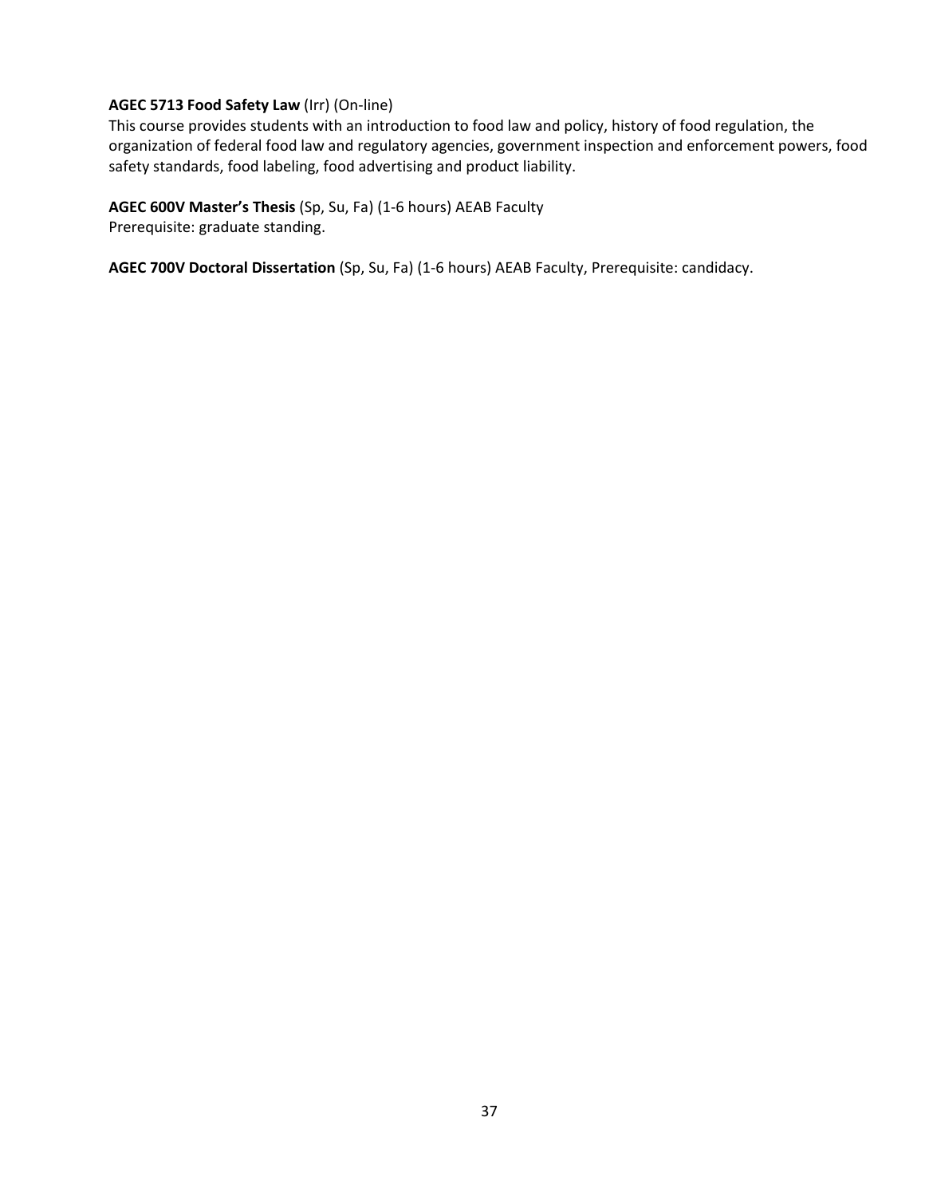**AGEC 5713 Food Safety Law** (Irr) (On-line)
This course provides students with an introduction to food law and policy, history of food regulation, the organization of federal food law and regulatory agencies, government inspection and enforcement powers, food safety standards, food labeling, food advertising and product liability.

**AGEC 600V Master's Thesis** (Sp, Su, Fa) (1-6 hours) AEAB Faculty
Prerequisite: graduate standing.

**AGEC 700V Doctoral Dissertation** (Sp, Su, Fa) (1-6 hours) AEAB Faculty, Prerequisite: candidacy.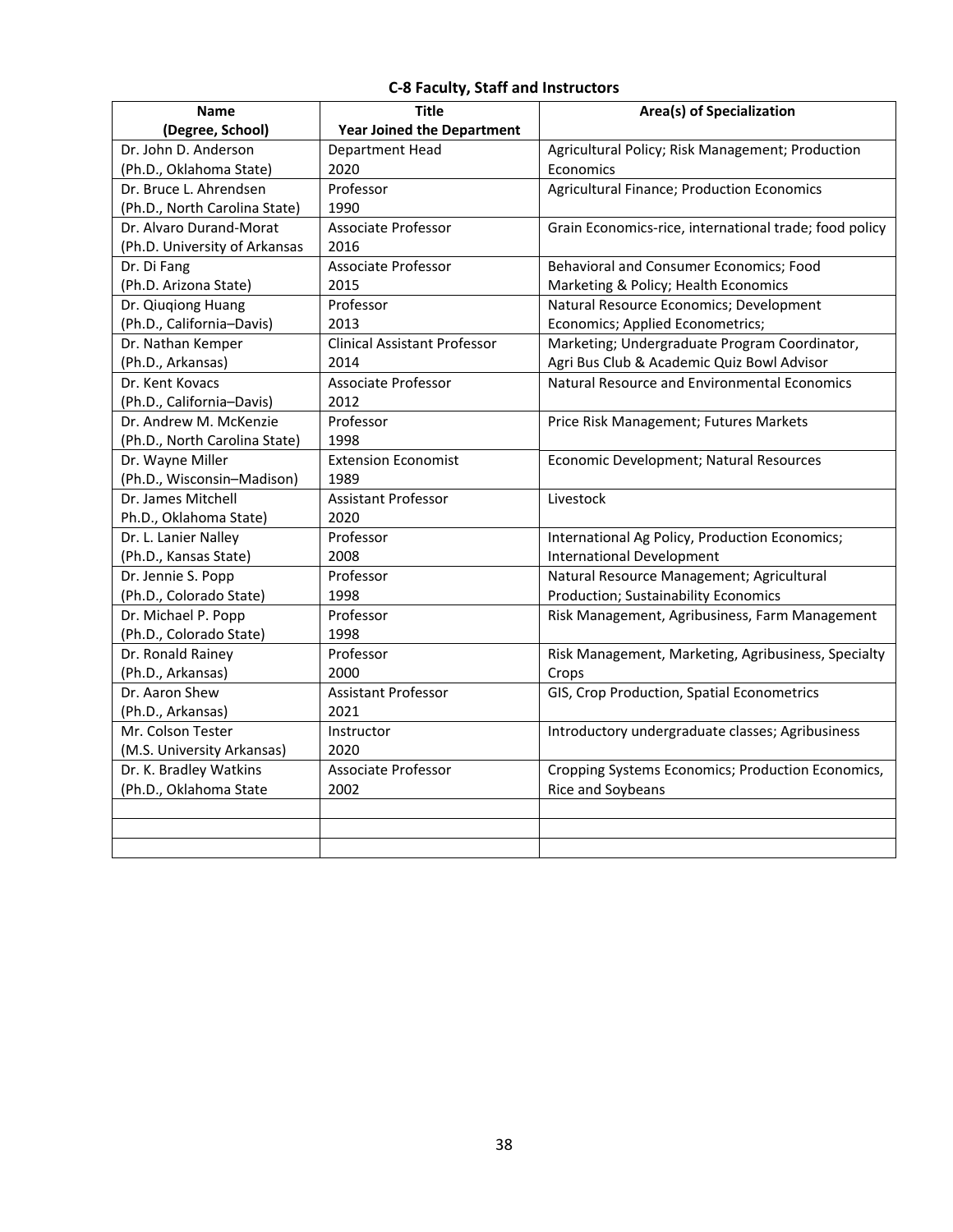**C-8 Faculty, Staff and Instructors**

| Name<br>(Degree, School) | Title<br>Year Joined the Department | Area(s) of Specialization |
|---|---|---|
| Dr. John D. Anderson<br>(Ph.D., Oklahoma State) | Department Head<br>2020 | Agricultural Policy; Risk Management; Production Economics |
| Dr. Bruce L. Ahrendsen<br>(Ph.D., North Carolina State) | Professor<br>1990 | Agricultural Finance; Production Economics |
| Dr. Alvaro Durand-Morat<br>(Ph.D. University of Arkansas | Associate Professor<br>2016 | Grain Economics-rice, international trade; food policy |
| Dr. Di Fang<br>(Ph.D. Arizona State) | Associate Professor<br>2015 | Behavioral and Consumer Economics; Food Marketing & Policy; Health Economics |
| Dr. Qiuqiong Huang<br>(Ph.D., California–Davis) | Professor<br>2013 | Natural Resource Economics; Development Economics; Applied Econometrics; |
| Dr. Nathan Kemper<br>(Ph.D., Arkansas) | Clinical Assistant Professor<br>2014 | Marketing; Undergraduate Program Coordinator, Agri Bus Club & Academic Quiz Bowl Advisor |
| Dr. Kent Kovacs<br>(Ph.D., California–Davis) | Associate Professor<br>2012 | Natural Resource and Environmental Economics |
| Dr. Andrew M. McKenzie<br>(Ph.D., North Carolina State) | Professor<br>1998 | Price Risk Management; Futures Markets |
| Dr. Wayne Miller<br>(Ph.D., Wisconsin–Madison) | Extension Economist<br>1989 | Economic Development; Natural Resources |
| Dr. James Mitchell<br>Ph.D., Oklahoma State) | Assistant Professor<br>2020 | Livestock |
| Dr. L. Lanier Nalley<br>(Ph.D., Kansas State) | Professor<br>2008 | International Ag Policy, Production Economics; International Development |
| Dr. Jennie S. Popp<br>(Ph.D., Colorado State) | Professor<br>1998 | Natural Resource Management; Agricultural Production; Sustainability Economics |
| Dr. Michael P. Popp<br>(Ph.D., Colorado State) | Professor<br>1998 | Risk Management, Agribusiness, Farm Management |
| Dr. Ronald Rainey<br>(Ph.D., Arkansas) | Professor<br>2000 | Risk Management, Marketing, Agribusiness, Specialty Crops |
| Dr. Aaron Shew<br>(Ph.D., Arkansas) | Assistant Professor<br>2021 | GIS, Crop Production, Spatial Econometrics |
| Mr. Colson Tester<br>(M.S. University Arkansas) | Instructor<br>2020 | Introductory undergraduate classes; Agribusiness |
| Dr. K. Bradley Watkins<br>(Ph.D., Oklahoma State | Associate Professor<br>2002 | Cropping Systems Economics; Production Economics, Rice and Soybeans |
| | | |
| | | |
| | | |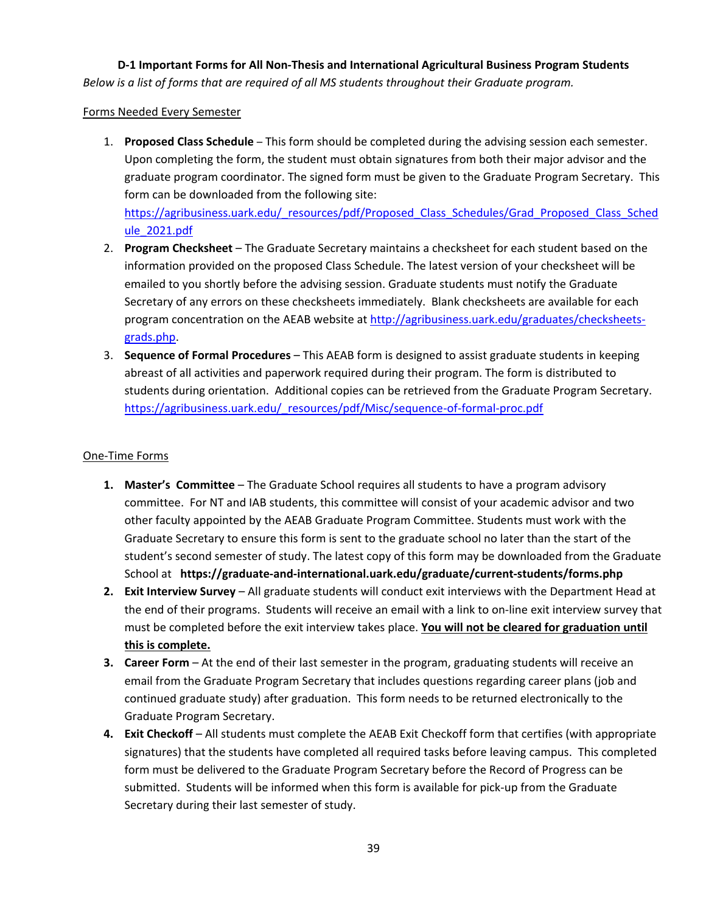### D-1 Important Forms for All Non-Thesis and International Agricultural Business Program Students

*Below is a list of forms that are required of all MS students throughout their Graduate program.*

Forms Needed Every Semester

1. **Proposed Class Schedule** – This form should be completed during the advising session each semester. Upon completing the form, the student must obtain signatures from both their major advisor and the graduate program coordinator. The signed form must be given to the Graduate Program Secretary. This form can be downloaded from the following site: [https://agribusiness.uark.edu/_resources/pdf/Proposed_Class_Schedules/Grad_Proposed_Class_Schedule_2021.pdf](https://agribusiness.uark.edu/_resources/pdf/Proposed_Class_Schedules/Grad_Proposed_Class_Schedule_2021.pdf)
2. **Program Checksheet** – The Graduate Secretary maintains a checksheet for each student based on the information provided on the proposed Class Schedule. The latest version of your checksheet will be emailed to you shortly before the advising session. Graduate students must notify the Graduate Secretary of any errors on these checksheets immediately. Blank checksheets are available for each program concentration on the AEAB website at [http://agribusiness.uark.edu/graduates/checksheets-grads.php](http://agribusiness.uark.edu/graduates/checksheets-grads.php).
3. **Sequence of Formal Procedures** – This AEAB form is designed to assist graduate students in keeping abreast of all activities and paperwork required during their program. The form is distributed to students during orientation. Additional copies can be retrieved from the Graduate Program Secretary. [https://agribusiness.uark.edu/_resources/pdf/Misc/sequence-of-formal-proc.pdf](https://agribusiness.uark.edu/_resources/pdf/Misc/sequence-of-formal-proc.pdf)

One-Time Forms

1. **Master's Committee** – The Graduate School requires all students to have a program advisory committee. For NT and IAB students, this committee will consist of your academic advisor and two other faculty appointed by the AEAB Graduate Program Committee. Students must work with the Graduate Secretary to ensure this form is sent to the graduate school no later than the start of the student's second semester of study. The latest copy of this form may be downloaded from the Graduate School at **https://graduate-and-international.uark.edu/graduate/current-students/forms.php**
2. **Exit Interview Survey** – All graduate students will conduct exit interviews with the Department Head at the end of their programs. Students will receive an email with a link to on-line exit interview survey that must be completed before the exit interview takes place. **You will not be cleared for graduation until this is complete.**
3. **Career Form** – At the end of their last semester in the program, graduating students will receive an email from the Graduate Program Secretary that includes questions regarding career plans (job and continued graduate study) after graduation. This form needs to be returned electronically to the Graduate Program Secretary.
4. **Exit Checkoff** – All students must complete the AEAB Exit Checkoff form that certifies (with appropriate signatures) that the students have completed all required tasks before leaving campus. This completed form must be delivered to the Graduate Program Secretary before the Record of Progress can be submitted. Students will be informed when this form is available for pick-up from the Graduate Secretary during their last semester of study.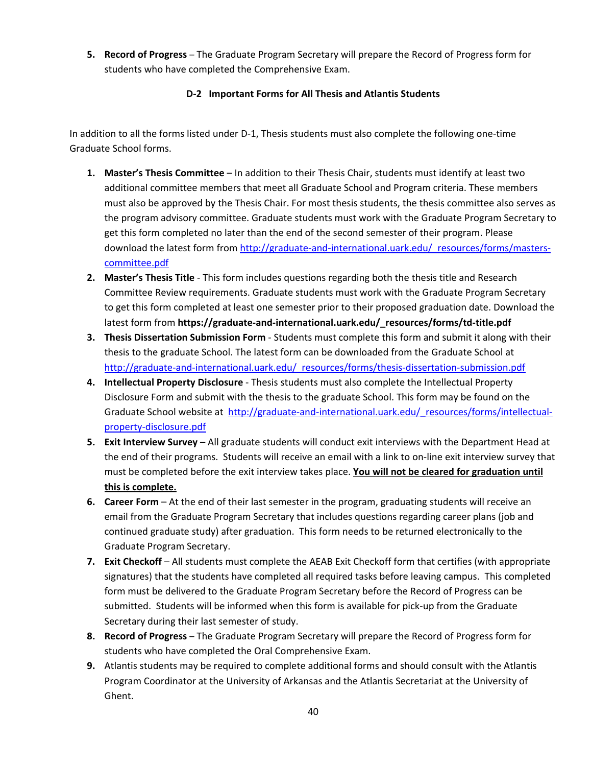5. **Record of Progress** – The Graduate Program Secretary will prepare the Record of Progress form for students who have completed the Comprehensive Exam.

### D-2 Important Forms for All Thesis and Atlantis Students

In addition to all the forms listed under D-1, Thesis students must also complete the following one-time Graduate School forms.

1. **Master's Thesis Committee** – In addition to their Thesis Chair, students must identify at least two additional committee members that meet all Graduate School and Program criteria. These members must also be approved by the Thesis Chair. For most thesis students, the thesis committee also serves as the program advisory committee. Graduate students must work with the Graduate Program Secretary to get this form completed no later than the end of the second semester of their program. Please download the latest form from http://graduate-and-international.uark.edu/_resources/forms/masters-committee.pdf
2. **Master's Thesis Title** - This form includes questions regarding both the thesis title and Research Committee Review requirements. Graduate students must work with the Graduate Program Secretary to get this form completed at least one semester prior to their proposed graduation date. Download the latest form from **https://graduate-and-international.uark.edu/_resources/forms/td-title.pdf**
3. **Thesis Dissertation Submission Form** - Students must complete this form and submit it along with their thesis to the graduate School. The latest form can be downloaded from the Graduate School at http://graduate-and-international.uark.edu/_resources/forms/thesis-dissertation-submission.pdf
4. **Intellectual Property Disclosure** - Thesis students must also complete the Intellectual Property Disclosure Form and submit with the thesis to the graduate School. This form may be found on the Graduate School website at http://graduate-and-international.uark.edu/_resources/forms/intellectual-property-disclosure.pdf
5. **Exit Interview Survey** – All graduate students will conduct exit interviews with the Department Head at the end of their programs. Students will receive an email with a link to on-line exit interview survey that must be completed before the exit interview takes place. **You will not be cleared for graduation until this is complete.**
6. **Career Form** – At the end of their last semester in the program, graduating students will receive an email from the Graduate Program Secretary that includes questions regarding career plans (job and continued graduate study) after graduation. This form needs to be returned electronically to the Graduate Program Secretary.
7. **Exit Checkoff** – All students must complete the AEAB Exit Checkoff form that certifies (with appropriate signatures) that the students have completed all required tasks before leaving campus. This completed form must be delivered to the Graduate Program Secretary before the Record of Progress can be submitted. Students will be informed when this form is available for pick-up from the Graduate Secretary during their last semester of study.
8. **Record of Progress** – The Graduate Program Secretary will prepare the Record of Progress form for students who have completed the Oral Comprehensive Exam.
9. Atlantis students may be required to complete additional forms and should consult with the Atlantis Program Coordinator at the University of Arkansas and the Atlantis Secretariat at the University of Ghent.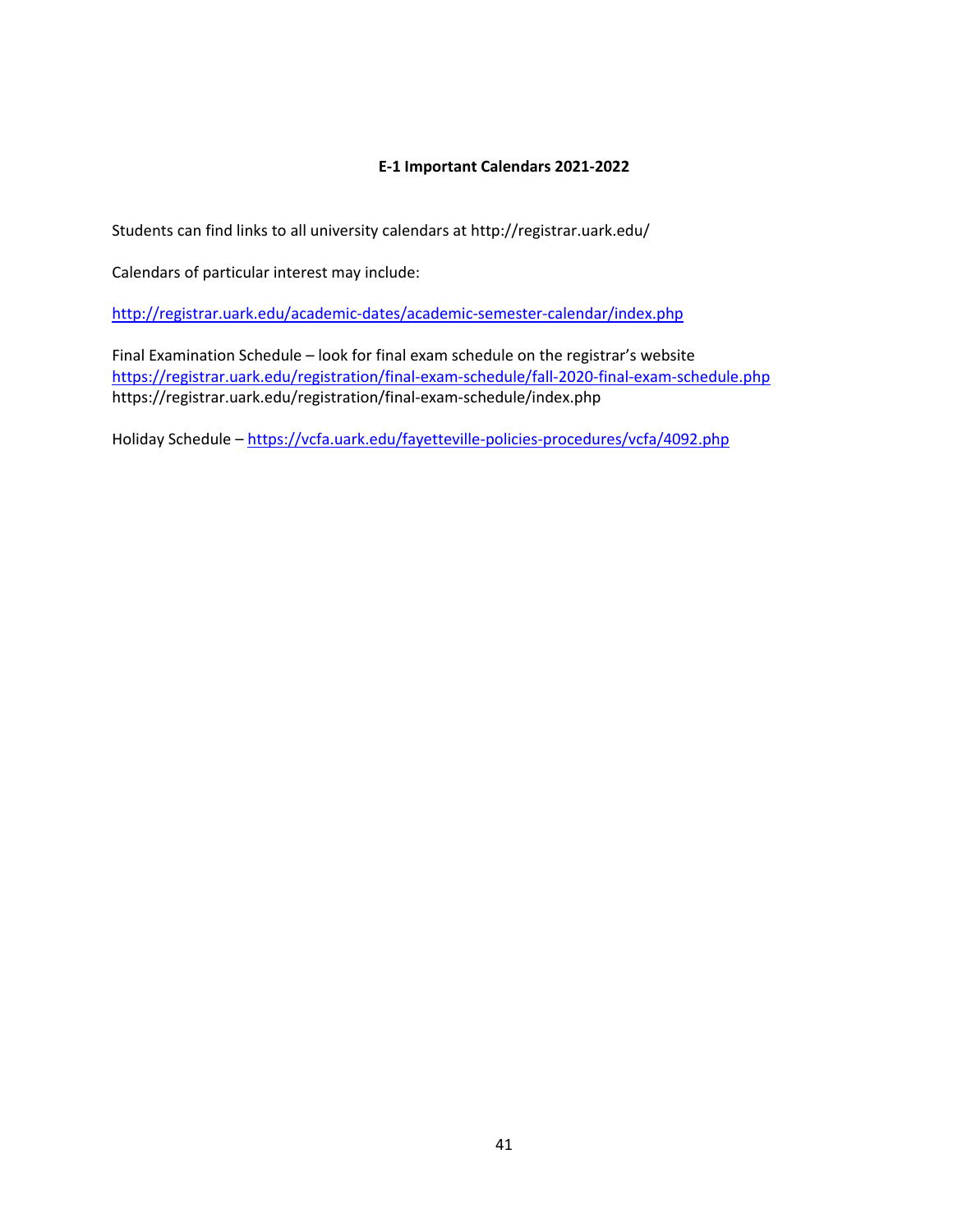## E-1 Important Calendars 2021-2022

Students can find links to all university calendars at http://registrar.uark.edu/

Calendars of particular interest may include:

http://registrar.uark.edu/academic-dates/academic-semester-calendar/index.php

Final Examination Schedule – look for final exam schedule on the registrar's website
https://registrar.uark.edu/registration/final-exam-schedule/fall-2020-final-exam-schedule.php
https://registrar.uark.edu/registration/final-exam-schedule/index.php

Holiday Schedule – https://vcfa.uark.edu/fayetteville-policies-procedures/vcfa/4092.php